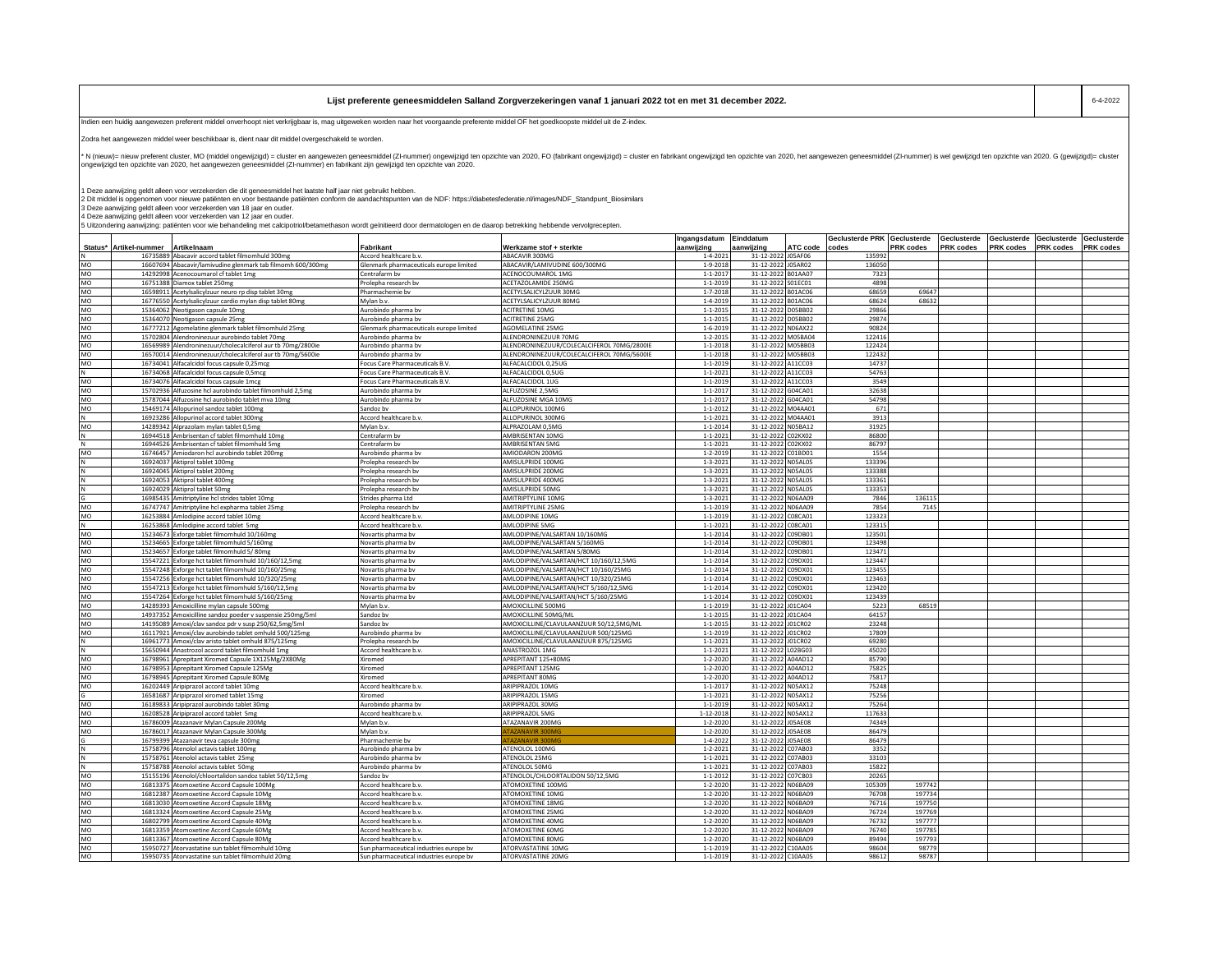# Lijst preferente geneesmiddelen Salland Zorgverzekeringen vanaf 1 januari 2022 tot en met 31 december 2022.

6-4-2022

Indien een huidig aangewezen preferent middel onverhoopt niet verkrijgbaar is, mag uitgeweken worden naar het voorgaande preferente middel OF het goedkoopste middel uit de Z-index.

Zodra het aangewezen middel weer beschikbaar is, dient naar dit middel overgeschakeld te worden.

* N (nieuw)= nieuw preferent cluster, MO (middel ongewijzigd) = cluster en aangewezen geneesmiddel (ZI-nummer) ongewijzigd ten opzichte van 2020, FO (fabrikant ongewijzigd) = cluster en fabrikant ongewijzigd ten opzichte van 2020, het aangewezen geneesmiddel (ZI-nummer) is wel gewijzigd ten opzichte van 2020. G (gewijzigd)= cluster ongewijzigd ten opzichte van 2020, het aangewezen geneesmiddel (ZI-nummer) en fabrikant zijn gewijzigd ten opzichte van 2020.

1 Deze aanwijzing geldt alleen voor verzekerden die dit geneesmiddel het laatste half jaar niet gebruikt hebben.
2 Dit middel is opgenomen voor nieuwe patiënten en voor bestaande patiënten conform de aandachtspunten van de NDF: https://diabetesfederatie.nl/images/NDF_Standpunt_Biosimilars
3 Deze aanwijzing geldt alleen voor verzekerden van 18 jaar en ouder.
4 Deze aanwijzing geldt alleen voor verzekerden van 12 jaar en ouder.
5 Uitzondering aanwijzing: patiënten voor wie behandeling met calcipotriol/betamethason wordt geïnitieerd door dermatologen en de daarop betrekking hebbende vervolgrecepten.

| Status* | Artikel-nummer | Artikelnaam | Fabrikant | Werkzame stof + sterkte | Ingangsdatum aanwijzing | Einddatum aanwijzing | ATC code | Geclusterde PRK codes | Geclusterde PRK codes | Geclusterde PRK codes | Geclusterde PRK codes | Geclusterde PRK codes | Geclusterde PRK codes |
|---|---|---|---|---|---|---|---|---|---|---|---|---|---|
| N | 16735889 | Abacavir accord tablet filmomhuld 300mg | Accord healthcare b.v. | ABACAVIR 300MG | 1-4-2021 | 31-12-2022 | J05AF06 | 135992 | | | | | |
| MO | 16607694 | Abacavir/lamivudine glenmark tab filmomh 600/300mg | Glenmark pharmaceuticals europe limited | ABACAVIR/LAMIVUDINE 600/300MG | 1-9-2018 | 31-12-2022 | J05AR02 | 136050 | | | | | |
| MO | 14292998 | Acenocoumarol cf tablet 1mg | Centrafarm bv | ACENOCOUMAROL 1MG | 1-1-2017 | 31-12-2022 | B01AA07 | 7323 | | | | | |
| MO | 16751388 | Diamox tablet 250mg | Prolepha research bv | ACETAZOLAMIDE 250MG | 1-1-2019 | 31-12-2022 | S01EC01 | 4898 | | | | | |
| MO | 16598911 | Acetylsalicylzuur neuro rp disp tablet 30mg | Pharmachemie bv | ACETYLSALICYLZUUR 30MG | 1-7-2018 | 31-12-2022 | B01AC06 | 68659 | 69647 | | | | |
| MO | 16776550 | Acetylsalicylzuur cardio mylan disp tablet 80mg | Mylan b.v. | ACETYLSALICYLZUUR 80MG | 1-4-2019 | 31-12-2022 | B01AC06 | 68624 | 68632 | | | | |
| MO | 15364062 | Neotigason capsule 10mg | Aurobindo pharma bv | ACITRETINE 10MG | 1-1-2015 | 31-12-2022 | D05BB02 | 29866 | | | | | |
| MO | 15364070 | Neotigason capsule 25mg | Aurobindo pharma bv | ACITRETINE 25MG | 1-1-2015 | 31-12-2022 | D05BB02 | 29874 | | | | | |
| MO | 16777212 | Agomelatine glenmark tablet filmomhuld 25mg | Glenmark pharmaceuticals europe limited | AGOMELATINE 25MG | 1-6-2019 | 31-12-2022 | N06AX22 | 90824 | | | | | |
| MO | 15702804 | Alendroninezuur aurobindo tablet 70mg | Aurobindo pharma bv | ALENDRONINEZUUR 70MG | 1-2-2015 | 31-12-2022 | M05BA04 | 122416 | | | | | |
| MO | 16569989 | Alendroninezuur/cholecalciferol aur tb 70mg/2800ie | Aurobindo pharma bv | ALENDRONINEZUUR/COLECALCIFEROL 70MG/2800IE | 1-1-2018 | 31-12-2022 | M05BB03 | 122424 | | | | | |
| MO | 16570014 | Alendroninezuur/cholecalciferol aur tb 70mg/5600ie | Aurobindo pharma bv | ALENDRONINEZUUR/COLECALCIFEROL 70MG/5600IE | 1-1-2018 | 31-12-2022 | M05BB03 | 122432 | | | | | |
| MO | 16734041 | Alfacalcidol focus capsule 0,25mcg | Focus Care Pharmaceuticals B.V. | ALFACALCIDOL 0,25UG | 1-1-2019 | 31-12-2022 | A11CC03 | 14737 | | | | | |
| N | 16734068 | Alfacalcidol focus capsule 0,5mcg | Focus Care Pharmaceuticals B.V. | ALFACALCIDOL 0,5UG | 1-1-2021 | 31-12-2022 | A11CC03 | 54763 | | | | | |
| MO | 16734076 | Alfacalcidol focus capsule 1mcg | Focus Care Pharmaceuticals B.V. | ALFACALCIDOL 1UG | 1-1-2019 | 31-12-2022 | A11CC03 | 3549 | | | | | |
| MO | 15702936 | Alfuzosine hcl aurobindo tablet filmomhuld 2,5mg | Aurobindo pharma bv | ALFUZOSINE 2,5MG | 1-1-2017 | 31-12-2022 | G04CA01 | 32638 | | | | | |
| MO | 15787044 | Alfuzosine hcl aurobindo tablet mva 10mg | Aurobindo pharma bv | ALFUZOSINE MGA 10MG | 1-1-2017 | 31-12-2022 | G04CA01 | 54798 | | | | | |
| MO | 15469174 | Allopurinol sandoz tablet 100mg | Sandoz bv | ALLOPURINOL 100MG | 1-1-2012 | 31-12-2022 | M04AA01 | 671 | | | | | |
| N | 16923286 | Allopurinol accord tablet 300mg | Accord healthcare b.v. | ALLOPURINOL 300MG | 1-1-2021 | 31-12-2022 | M04AA01 | 3913 | | | | | |
| MO | 14289342 | Alprazolam mylan tablet 0,5mg | Mylan b.v. | ALPRAZOLAM 0,5MG | 1-1-2014 | 31-12-2022 | N05BA12 | 31925 | | | | | |
| N | 16944518 | Ambrisentan cf tablet filmomhuld 10mg | Centrafarm bv | AMBRISENTAN 10MG | 1-1-2021 | 31-12-2022 | C02KX02 | 86800 | | | | | |
| N | 16944526 | Ambrisentan cf tablet filmomhuld 5mg | Centrafarm bv | AMBRISENTAN 5MG | 1-1-2021 | 31-12-2022 | C02KX02 | 86797 | | | | | |
| MO | 16746457 | Amiodaron hcl aurobindo tablet 200mg | Aurobindo pharma bv | AMIODARON 200MG | 1-2-2019 | 31-12-2022 | C01BD01 | 1554 | | | | | |
| N | 16924037 | Aktiprol tablet 100mg | Prolepha research bv | AMISULPRIDE 100MG | 1-3-2021 | 31-12-2022 | N05AL05 | 133396 | | | | | |
| N | 16924045 | Aktiprol tablet 200mg | Prolepha research bv | AMISULPRIDE 200MG | 1-3-2021 | 31-12-2022 | N05AL05 | 133388 | | | | | |
| N | 16924053 | Aktiprol tablet 400mg | Prolepha research bv | AMISULPRIDE 400MG | 1-3-2021 | 31-12-2022 | N05AL05 | 133361 | | | | | |
| N | 16924029 | Aktiprol tablet 50mg | Prolepha research bv | AMISULPRIDE 50MG | 1-3-2021 | 31-12-2022 | N05AL05 | 133353 | | | | | |
| G | 16985435 | Amitriptyline hcl strides tablet 10mg | Strides pharma Ltd | AMITRIPTYLINE 10MG | 1-3-2021 | 31-12-2022 | N06AA09 | 7846 | 136115 | | | | |
| MO | 16747747 | Amitriptyline hcl expharma tablet 25mg | Prolepha research bv | AMITRIPTYLINE 25MG | 1-1-2019 | 31-12-2022 | N06AA09 | 7854 | 7145 | | | | |
| MO | 16253884 | Amlodipine accord tablet 10mg | Accord healthcare b.v. | AMLODIPINE 10MG | 1-1-2019 | 31-12-2022 | C08CA01 | 123323 | | | | | |
| N | 16253868 | Amlodipine accord tablet 5mg | Accord healthcare b.v. | AMLODIPINE 5MG | 1-1-2021 | 31-12-2022 | C08CA01 | 123315 | | | | | |
| MO | 15234673 | Exforge tablet filmomhuld 10/160mg | Novartis pharma bv | AMLODIPINE/VALSARTAN 10/160MG | 1-1-2014 | 31-12-2022 | C09DB01 | 123501 | | | | | |
| MO | 15234665 | Exforge tablet filmomhuld 5/160mg | Novartis pharma bv | AMLODIPINE/VALSARTAN 5/160MG | 1-1-2014 | 31-12-2022 | C09DB01 | 123498 | | | | | |
| MO | 15234657 | Exforge tablet filmomhuld 5/80mg | Novartis pharma bv | AMLODIPINE/VALSARTAN 5/80MG | 1-1-2014 | 31-12-2022 | C09DB01 | 123471 | | | | | |
| MO | 15547221 | Exforge hct tablet filmomhuld 10/160/12,5mg | Novartis pharma bv | AMLODIPINE/VALSARTAN/HCT 10/160/12,5MG | 1-1-2014 | 31-12-2022 | C09DX01 | 123447 | | | | | |
| MO | 15547248 | Exforge hct tablet filmomhuld 10/160/25mg | Novartis pharma bv | AMLODIPINE/VALSARTAN/HCT 10/160/25MG | 1-1-2014 | 31-12-2022 | C09DX01 | 123455 | | | | | |
| MO | 15547256 | Exforge hct tablet filmomhuld 10/320/25mg | Novartis pharma bv | AMLODIPINE/VALSARTAN/HCT 10/320/25MG | 1-1-2014 | 31-12-2022 | C09DX01 | 123463 | | | | | |
| MO | 15547213 | Exforge hct tablet filmomhuld 5/160/12,5mg | Novartis pharma bv | AMLODIPINE/VALSARTAN/HCT 5/160/12,5MG | 1-1-2014 | 31-12-2022 | C09DX01 | 123420 | | | | | |
| MO | 15547264 | Exforge hct tablet filmomhuld 5/160/25mg | Novartis pharma bv | AMLODIPINE/VALSARTAN/HCT 5/160/25MG | 1-1-2014 | 31-12-2022 | C09DX01 | 123439 | | | | | |
| MO | 14289393 | Amoxicilline mylan capsule 500mg | Mylan b.v. | AMOXICILLINE 500MG | 1-1-2019 | 31-12-2022 | J01CA04 | 5223 | 68519 | | | | |
| MO | 14937352 | Amoxicilline sandoz poeder v suspensie 250mg/5ml | Sandoz bv | AMOXICILLINE 50MG/ML | 1-1-2015 | 31-12-2022 | J01CA04 | 64157 | | | | | |
| MO | 14195089 | Amoxi/clav sandoz pdr v susp 250/62,5mg/5ml | Sandoz bv | AMOXICILLINE/CLAVULAANZUUR 50/12,5MG/ML | 1-1-2015 | 31-12-2022 | J01CR02 | 23248 | | | | | |
| MO | 16117921 | Amoxi/clav aurobindo tablet omhuld 500/125mg | Aurobindo pharma bv | AMOXICILLINE/CLAVULAANZUUR 500/125MG | 1-1-2019 | 31-12-2022 | J01CR02 | 17809 | | | | | |
| N | 16961773 | Amoxi/clav aristo tablet omhuld 875/125mg | Prolepha research bv | AMOXICILLINE/CLAVULAANZUUR 875/125MG | 1-1-2021 | 31-12-2022 | J01CR02 | 69280 | | | | | |
| N | 15650944 | Anastrozol accord tablet filmomhuld 1mg | Accord healthcare b.v. | ANASTROZOL 1MG | 1-1-2021 | 31-12-2022 | L02BG03 | 45020 | | | | | |
| MO | 16798961 | Aprepitant Xiromed Capsule 1X125Mg/2X80Mg | Xiromed | APREPITANT 125+80MG | 1-2-2020 | 31-12-2022 | A04AD12 | 85790 | | | | | |
| MO | 16798953 | Aprepitant Xiromed Capsule 125Mg | Xiromed | APREPITANT 125MG | 1-2-2020 | 31-12-2022 | A04AD12 | 75825 | | | | | |
| MO | 16798945 | Aprepitant Xiromed Capsule 80Mg | Xiromed | APREPITANT 80MG | 1-2-2020 | 31-12-2022 | A04AD12 | 75817 | | | | | |
| MO | 16202449 | Aripiprazol accord tablet 10mg | Accord healthcare b.v. | ARIPIPRAZOL 10MG | 1-1-2017 | 31-12-2022 | N05AX12 | 75248 | | | | | |
| G | 16581687 | Aripiprazol xiromed tablet 15mg | Xiromed | ARIPIPRAZOL 15MG | 1-1-2021 | 31-12-2022 | N05AX12 | 75256 | | | | | |
| MO | 16189833 | Aripiprazol aurobindo tablet 30mg | Aurobindo pharma bv | ARIPIPRAZOL 30MG | 1-1-2019 | 31-12-2022 | N05AX12 | 75264 | | | | | |
| MO | 16208528 | Aripiprazol accord tablet 5mg | Accord healthcare b.v. | ARIPIPRAZOL 5MG | 1-12-2018 | 31-12-2022 | N05AX12 | 117633 | | | | | |
| MO | 16786009 | Atazanavir Mylan Capsule 200Mg | Mylan b.v. | ATAZANAVIR 200MG | 1-2-2020 | 31-12-2022 | J05AE08 | 74349 | | | | | |
| MO | 16786017 | Atazanavir Mylan Capsule 300Mg | Mylan b.v. | ATAZANAVIR 300MG | 1-2-2020 | 31-12-2022 | J05AE08 | 86479 | | | | | |
| G | 16799399 | Atazanavir teva capsule 300mg | Pharmachemie bv | ATAZANAVIR 300MG | 1-4-2022 | 31-12-2022 | J05AE08 | 86479 | | | | | |
| N | 15758796 | Atenolol actavis tablet 100mg | Aurobindo pharma bv | ATENOLOL 100MG | 1-2-2021 | 31-12-2022 | C07AB03 | 3352 | | | | | |
| N | 15758761 | Atenolol actavis tablet 25mg | Aurobindo pharma bv | ATENOLOL 25MG | 1-1-2021 | 31-12-2022 | C07AB03 | 33103 | | | | | |
| N | 15758788 | Atenolol actavis tablet 50mg | Aurobindo pharma bv | ATENOLOL 50MG | 1-1-2021 | 31-12-2022 | C07AB03 | 15822 | | | | | |
| MO | 15155196 | Atenolol/chloortalidon sandoz tablet 50/12,5mg | Sandoz bv | ATENOLOL/CHLOORTALIDON 50/12,5MG | 1-1-2012 | 31-12-2022 | C07CB03 | 20265 | | | | | |
| MO | 16813375 | Atomoxetine Accord Capsule 100Mg | Accord healthcare b.v. | ATOMOXETINE 100MG | 1-2-2020 | 31-12-2022 | N06BA09 | 105309 | 197742 | | | | |
| MO | 16812387 | Atomoxetine Accord Capsule 10Mg | Accord healthcare b.v. | ATOMOXETINE 10MG | 1-2-2020 | 31-12-2022 | N06BA09 | 76708 | 197734 | | | | |
| MO | 16813030 | Atomoxetine Accord Capsule 18Mg | Accord healthcare b.v. | ATOMOXETINE 18MG | 1-2-2020 | 31-12-2022 | N06BA09 | 76716 | 197750 | | | | |
| MO | 16813324 | Atomoxetine Accord Capsule 25Mg | Accord healthcare b.v. | ATOMOXETINE 25MG | 1-2-2020 | 31-12-2022 | N06BA09 | 76724 | 197769 | | | | |
| MO | 16802799 | Atomoxetine Accord Capsule 40Mg | Accord healthcare b.v. | ATOMOXETINE 40MG | 1-2-2020 | 31-12-2022 | N06BA09 | 76732 | 197777 | | | | |
| MO | 16813359 | Atomoxetine Accord Capsule 60Mg | Accord healthcare b.v. | ATOMOXETINE 60MG | 1-2-2020 | 31-12-2022 | N06BA09 | 76740 | 197785 | | | | |
| MO | 16813367 | Atomoxetine Accord Capsule 80Mg | Accord healthcare b.v. | ATOMOXETINE 80MG | 1-2-2020 | 31-12-2022 | N06BA09 | 89494 | 197793 | | | | |
| MO | 15950727 | Atorvastatine sun tablet filmomhuld 10mg | Sun pharmaceutical industries europe bv | ATORVASTATINE 10MG | 1-1-2019 | 31-12-2022 | C10AA05 | 98604 | 98779 | | | | |
| MO | 15950735 | Atorvastatine sun tablet filmomhuld 20mg | Sun pharmaceutical industries europe bv | ATORVASTATINE 20MG | 1-1-2019 | 31-12-2022 | C10AA05 | 98612 | 98787 | | | | |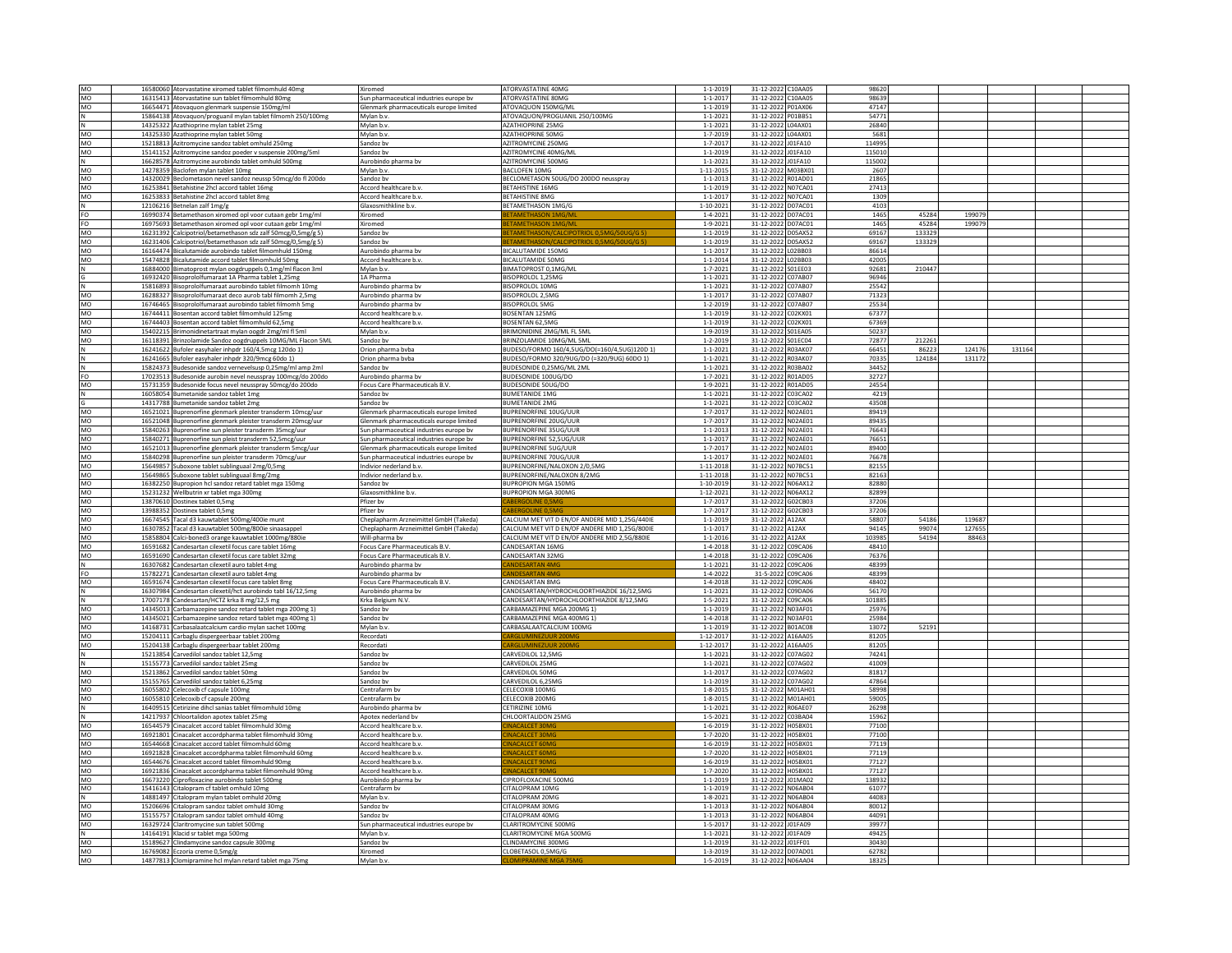| | | | | | | | | | | | | |
|---|---|---|---|---|---|---|---|---|---|---|---|---|
| MO | 16580060 | Atorvastatine xiromed tablet filmomhuld 40mg | Xiromed | ATORVASTATINE 40MG | 1-1-2019 | 31-12-2022 | C10AA05 | 98620 | | | | |
| MO | 16315413 | Atorvastatine sun tablet filmomhuld 80mg | Sun pharmaceutical industries europe bv | ATORVASTATINE 80MG | 1-1-2017 | 31-12-2022 | C10AA05 | 98639 | | | | |
| MO | 16654471 | Atovaquon glenmark suspensie 150mg/ml | Glenmark pharmaceuticals europe limited | ATOVAQUON 150MG/ML | 1-1-2019 | 31-12-2022 | P01AX06 | 47147 | | | | |
| N | 15864138 | Atovaquon/proguanil mylan tablet filmomh 250/100mg | Mylan b.v. | ATOVAQUON/PROGUANIL 250/100MG | 1-1-2021 | 31-12-2022 | P01BB51 | 54771 | | | | |
| N | 14325322 | Azathioprine mylan tablet 25mg | Mylan b.v. | AZATHIOPRINE 25MG | 1-1-2021 | 31-12-2022 | L04AX01 | 26840 | | | | |
| MO | 14325330 | Azathioprine mylan tablet 50mg | Mylan b.v. | AZATHIOPRINE 50MG | 1-7-2019 | 31-12-2022 | L04AX01 | 5681 | | | | |
| MO | 15218813 | Azitromycine sandoz tablet omhuld 250mg | Sandoz bv | AZITROMYCINE 250MG | 1-7-2017 | 31-12-2022 | J01FA10 | 114995 | | | | |
| MO | 15141152 | Azitromycine sandoz poeder v suspensie 200mg/5ml | Sandoz bv | AZITROMYCINE 40MG/ML | 1-1-2019 | 31-12-2022 | J01FA10 | 115010 | | | | |
| N | 16628578 | Azitromycine aurobindo tablet omhuld 500mg | Aurobindo pharma bv | AZITROMYCINE 500MG | 1-1-2021 | 31-12-2022 | J01FA10 | 115002 | | | | |
| MO | 14278359 | Baclofen mylan tablet 10mg | Mylan b.v. | BACLOFEN 10MG | 1-11-2015 | 31-12-2022 | M03BX01 | 2607 | | | | |
| MO | 14320029 | Beclometason nevel sandoz neusspr 50mcg/do fl 200do | Sandoz bv | BECLOMETASON 50UG/DO 200DO neusspray | 1-1-2013 | 31-12-2022 | R01AD01 | 21865 | | | | |
| MO | 16253841 | Betahistine 2hcl accord tablet 16mg | Accord healthcare b.v. | BETAHISTINE 16MG | 1-1-2019 | 31-12-2022 | N07CA01 | 27413 | | | | |
| MO | 16253833 | Betahistine 2hcl accord tablet 8mg | Accord healthcare b.v. | BETAHISTINE 8MG | 1-1-2017 | 31-12-2022 | N07CA01 | 1309 | | | | |
| N | 12106216 | Betnelan zalf 1mg/g | Glaxosmithkline b.v. | BETAMETHASON 1MG/G | 1-10-2021 | 31-12-2022 | D07AC01 | 4103 | | | | |
| FO | 16990374 | Betamethason xiromed opl voor cutaan gebr 1mg/ml | Xiromed | BETAMETHASON 1MG/ML | 1-4-2021 | 31-12-2022 | D07AC01 | 1465 | 45284 | 199079 | | |
| FO | 16975693 | Betamethason xiromed opl voor cutaan gebr 1mg/ml | Xiromed | BETAMETHASON 1MG/ML | 1-9-2021 | 31-12-2022 | D07AC01 | 1465 | 45284 | 199079 | | |
| MO | 16231392 | Calcipotriol/betamethason sdz zalf 50mcg/0,5mg/g 5) | Sandoz bv | BETAMETHASON/CALCIPOTRIOL 0,5MG/50UG/G 5) | 1-1-2019 | 31-12-2022 | D05AX52 | 69167 | 133329 | | | |
| MO | 16231406 | Calcipotriol/betamethason sdz zalf 50mcg/0,5mg/g 5) | Sandoz bv | BETAMETHASON/CALCIPOTRIOL 0,5MG/50UG/G 5) | 1-1-2019 | 31-12-2022 | D05AX52 | 69167 | 133329 | | | |
| MO | 16164474 | Bicalutamide aurobindo tablet filmomhuld 150mg | Aurobindo pharma bv | BICALUTAMIDE 150MG | 1-1-2017 | 31-12-2022 | L02BB03 | 86614 | | | | |
| MO | 15474828 | Bicalutamide accord tablet filmomhuld 50mg | Accord healthcare b.v. | BICALUTAMIDE 50MG | 1-1-2014 | 31-12-2022 | L02BB03 | 42005 | | | | |
| N | 16884000 | Bimatoprost mylan oogdruppels 0,1mg/ml flacon 3ml | Mylan b.v. | BIMATOPROST 0,1MG/ML | 1-7-2021 | 31-12-2022 | S01EE03 | 92681 | 210447 | | | |
| G | 16932420 | Bisoprololfumaraat 1A Pharma tablet 1,25mg | 1A Pharma | BISOPROLOL 1,25MG | 1-1-2021 | 31-12-2022 | C07AB07 | 96946 | | | | |
| N | 15816893 | Bisoprololfumaraat aurobindo tablet filmomh 10mg | Aurobindo pharma bv | BISOPROLOL 10MG | 1-1-2021 | 31-12-2022 | C07AB07 | 25542 | | | | |
| MO | 16288327 | Bisoprololfumaraat deco aurob tabl filmomh 2,5mg | Aurobindo pharma bv | BISOPROLOL 2,5MG | 1-1-2017 | 31-12-2022 | C07AB07 | 71323 | | | | |
| MO | 16746465 | Bisoprololfumaraat aurobindo tablet filmomh 5mg | Aurobindo pharma bv | BISOPROLOL 5MG | 1-2-2019 | 31-12-2022 | C07AB07 | 25534 | | | | |
| MO | 16744411 | Bosentan accord tablet filmomhuld 125mg | Accord healthcare b.v. | BOSENTAN 125MG | 1-1-2019 | 31-12-2022 | C02KX01 | 67377 | | | | |
| MO | 16744403 | Bosentan accord tablet filmomhuld 62,5mg | Accord healthcare b.v. | BOSENTAN 62,5MG | 1-1-2019 | 31-12-2022 | C02KX01 | 67369 | | | | |
| MO | 15402215 | Brimonidinetartraat mylan oogdr 2mg/ml fl 5ml | Mylan b.v. | BRIMONIDINE 2MG/ML FL 5ML | 1-9-2019 | 31-12-2022 | S01EA05 | 50237 | | | | |
| MO | 16118391 | Brinzolamide Sandoz oogdruppels 10MG/ML Flacon 5ML | Sandoz bv | BRINZOLAMIDE 10MG/ML 5ML | 1-2-2019 | 31-12-2022 | S01EC04 | 72877 | 212261 | | | |
| N | 16241622 | Bufoler easyhaler inhpdr 160/4,5mcg 120do 1) | Orion pharma bvba | BUDESO/FORMO 160/4,5UG/DO(=160/4,5UG)120D 1) | 1-1-2021 | 31-12-2022 | R03AK07 | 66451 | 86223 | 124176 | 131164 | |
| N | 16241665 | Bufoler easyhaler inhpdr 320/9mcg 60do 1) | Orion pharma bvba | BUDESO/FORMO 320/9UG/DO (=320/9UG) 60DO 1) | 1-1-2021 | 31-12-2022 | R03AK07 | 70335 | 124184 | 131172 | | |
| N | 15824373 | Budesonide sandoz vernevelsusp 0,25mg/ml amp 2ml | Sandoz bv | BUDESONIDE 0,25MG/ML 2ML | 1-1-2021 | 31-12-2022 | R03BA02 | 34452 | | | | |
| FO | 17023513 | Budesonide aurobin nevel neusspray 100mcg/do 200do | Aurobindo pharma bv | BUDESONIDE 100UG/DO | 1-7-2021 | 31-12-2022 | R01AD05 | 32727 | | | | |
| MO | 15731359 | Budesonide focus nevel neusspray 50mcg/do 200do | Focus Care Pharmaceuticals B.V. | BUDESONIDE 50UG/DO | 1-9-2021 | 31-12-2022 | R01AD05 | 24554 | | | | |
| N | 16058054 | Bumetanide sandoz tablet 1mg | Sandoz bv | BUMETANIDE 1MG | 1-1-2021 | 31-12-2022 | C03CA02 | 4219 | | | | |
| G | 14317788 | Bumetanide sandoz tablet 2mg | Sandoz bv | BUMETANIDE 2MG | 1-1-2021 | 31-12-2022 | C03CA02 | 43508 | | | | |
| MO | 16521021 | Buprenorfine glenmark pleister transderm 10mcg/uur | Glenmark pharmaceuticals europe limited | BUPRENORFINE 10UG/UUR | 1-7-2017 | 31-12-2022 | N02AE01 | 89419 | | | | |
| MO | 16521048 | Buprenorfine glenmark pleister transderm 20mcg/uur | Glenmark pharmaceuticals europe limited | BUPRENORFINE 20UG/UUR | 1-7-2017 | 31-12-2022 | N02AE01 | 89435 | | | | |
| MO | 15840263 | Buprenorfine sun pleister transderm 35mcg/uur | Sun pharmaceutical industries europe bv | BUPRENORFINE 35UG/UUR | 1-1-2013 | 31-12-2022 | N02AE01 | 76643 | | | | |
| MO | 15840271 | Buprenorfine sun pleist transderm 52,5mcg/uur | Sun pharmaceutical industries europe bv | BUPRENORFINE 52,5UG/UUR | 1-1-2017 | 31-12-2022 | N02AE01 | 76651 | | | | |
| MO | 16521013 | Buprenorfine glenmark pleister transderm 5mcg/uur | Glenmark pharmaceuticals europe limited | BUPRENORFINE 5UG/UUR | 1-7-2017 | 31-12-2022 | N02AE01 | 89400 | | | | |
| MO | 15840298 | Buprenorfine sun pleister transderm 70mcg/uur | Sun pharmaceutical industries europe bv | BUPRENORFINE 70UG/UUR | 1-1-2017 | 31-12-2022 | N02AE01 | 76678 | | | | |
| MO | 15649857 | Suboxone tablet sublinguaal 2mg/0,5mg | Indivior nederland b.v. | BUPRENORFINE/NALOXON 2/0,5MG | 1-11-2018 | 31-12-2022 | N07BC51 | 82155 | | | | |
| MO | 15649865 | Suboxone tablet sublinguaal 8mg/2mg | Indivior nederland b.v. | BUPRENORFINE/NALOXON 8/2MG | 1-11-2018 | 31-12-2022 | N07BC51 | 82163 | | | | |
| MO | 16382250 | Bupropion hcl sandoz retard tablet mga 150mg | Sandoz bv | BUPROPION MGA 150MG | 1-10-2019 | 31-12-2022 | N06AX12 | 82880 | | | | |
| MO | 15231232 | Wellbutrin xr tablet mga 300mg | Glaxosmithkline b.v. | BUPROPION MGA 300MG | 1-12-2021 | 31-12-2022 | N06AX12 | 82899 | | | | |
| MO | 13870610 | Dostinex tablet 0,5mg | Pfizer bv | CABERGOLINE 0,5MG | 1-7-2017 | 31-12-2022 | G02CB03 | 37206 | | | | |
| MO | 13988352 | Dostinex tablet 0,5mg | Pfizer bv | CABERGOLINE 0,5MG | 1-7-2017 | 31-12-2022 | G02CB03 | 37206 | | | | |
| MO | 16674545 | Tacal d3 kauwtablet 500mg/400ie munt | Cheplapharm Arzneimittel GmbH (Takeda) | CALCIUM MET VIT D EN/OF ANDERE MID 1,25G/440IE | 1-1-2019 | 31-12-2022 | A12AX | 58807 | 54186 | 119687 | | |
| MO | 16307852 | Tacal d3 kauwtablet 500mg/800ie sinaasappel | Cheplapharm Arzneimittel GmbH (Takeda) | CALCIUM MET VIT D EN/OF ANDERE MID 1,25G/800IE | 1-1-2017 | 31-12-2022 | A12AX | 94145 | 99074 | 127655 | | |
| MO | 15858804 | Calci-boned3 orange kauwtablet 1000mg/880ie | Will-pharma bv | CALCIUM MET VIT D EN/OF ANDERE MID 2,5G/880IE | 1-1-2016 | 31-12-2022 | A12AX | 103985 | 54194 | 88463 | | |
| MO | 16591682 | Candesartan cilexetil focus care tablet 16mg | Focus Care Pharmaceuticals B.V. | CANDESARTAN 16MG | 1-4-2018 | 31-12-2022 | C09CA06 | 48410 | | | | |
| MO | 16591690 | Candesartan cilexetil focus care tablet 32mg | Focus Care Pharmaceuticals B.V. | CANDESARTAN 32MG | 1-4-2018 | 31-12-2022 | C09CA06 | 76376 | | | | |
| N | 16307682 | Candesartan cilexetil auro tablet 4mg | Aurobindo pharma bv | CANDESARTAN 4MG | 1-1-2021 | 31-12-2022 | C09CA06 | 48399 | | | | |
| FO | 15782271 | Candesartan cilexetil auro tablet 4mg | Aurobindo pharma bv | CANDESARTAN 4MG | 1-4-2022 | 31-5-2022 | C09CA06 | 48399 | | | | |
| MO | 16591674 | Candesartan cilexetil focus care tablet 8mg | Focus Care Pharmaceuticals B.V. | CANDESARTAN 8MG | 1-4-2018 | 31-12-2022 | C09CA06 | 48402 | | | | |
| N | 16307984 | Candesartan cilexetil/hct aurobindo tabl 16/12,5mg | Aurobindo pharma bv | CANDESARTAN/HYDROCHLOORTHIAZIDE 16/12,5MG | 1-1-2021 | 31-12-2022 | C09DA06 | 56170 | | | | |
| N | 17007178 | Candesartan/HCTZ krka 8 mg/12,5 mg | Krka Belgium N.V. | CANDESARTAN/HYDROCHLOORTHIAZIDE 8/12,5MG | 1-5-2021 | 31-12-2022 | C09CA06 | 101885 | | | | |
| MO | 14345013 | Carbamazepine sandoz retard tablet mga 200mg 1) | Sandoz bv | CARBAMAZEPINE MGA 200MG 1) | 1-1-2019 | 31-12-2022 | N03AF01 | 25976 | | | | |
| MO | 14345021 | Carbamazepine sandoz retard tablet mga 400mg 1) | Sandoz bv | CARBAMAZEPINE MGA 400MG 1) | 1-4-2018 | 31-12-2022 | N03AF01 | 25984 | | | | |
| MO | 14168731 | Carbasalaatcalcium cardio mylan sachet 100mg | Mylan b.v. | CARBASALAATCALCIUM 100MG | 1-1-2019 | 31-12-2022 | B01AC08 | 13072 | 52191 | | | |
| MO | 15204111 | Carbaglu dispergeerbaar tablet 200mg | Recordati | CARGLUMINEZUUR 200MG | 1-12-2017 | 31-12-2022 | A16AA05 | 81205 | | | | |
| MO | 15204138 | Carbaglu dispergeerbaar tablet 200mg | Recordati | CARGLUMINEZUUR 200MG | 1-12-2017 | 31-12-2022 | A16AA05 | 81205 | | | | |
| N | 15213854 | Carvedilol sandoz tablet 12,5mg | Sandoz bv | CARVEDILOL 12,5MG | 1-1-2021 | 31-12-2022 | C07AG02 | 74241 | | | | |
| N | 15155773 | Carvedilol sandoz tablet 25mg | Sandoz bv | CARVEDILOL 25MG | 1-1-2021 | 31-12-2022 | C07AG02 | 41009 | | | | |
| MO | 15213862 | Carvedilol sandoz tablet 50mg | Sandoz bv | CARVEDILOL 50MG | 1-1-2017 | 31-12-2022 | C07AG02 | 81817 | | | | |
| MO | 15155765 | Carvedilol sandoz tablet 6,25mg | Sandoz bv | CARVEDILOL 6,25MG | 1-1-2019 | 31-12-2022 | C07AG02 | 47864 | | | | |
| MO | 16055802 | Celecoxib cf capsule 100mg | Centrafarm bv | CELECOXIB 100MG | 1-8-2015 | 31-12-2022 | M01AH01 | 58998 | | | | |
| MO | 16055810 | Celecoxib cf capsule 200mg | Centrafarm bv | CELECOXIB 200MG | 1-8-2015 | 31-12-2022 | M01AH01 | 59005 | | | | |
| N | 16409515 | Cetirizine dihcl sanias tablet filmomhuld 10mg | Aurobindo pharma bv | CETIRIZINE 10MG | 1-1-2021 | 31-12-2022 | R06AE07 | 26298 | | | | |
| N | 14217937 | Chloortalidon apotex tablet 25mg | Apotex nederland bv | CHLOORTALIDON 25MG | 1-5-2021 | 31-12-2022 | C03BA04 | 15962 | | | | |
| MO | 16544579 | Cinacalcet accord tablet filmomhuld 30mg | Accord healthcare b.v. | CINACALCET 30MG | 1-6-2019 | 31-12-2022 | H05BX01 | 77100 | | | | |
| MO | 16921801 | Cinacalcet accordpharma tablet filmomhuld 30mg | Accord healthcare b.v. | CINACALCET 30MG | 1-7-2020 | 31-12-2022 | H05BX01 | 77100 | | | | |
| MO | 16544668 | Cinacalcet accord tablet filmomhuld 60mg | Accord healthcare b.v. | CINACALCET 60MG | 1-6-2019 | 31-12-2022 | H05BX01 | 77119 | | | | |
| MO | 16921828 | Cinacalcet accordpharma tablet filmomhuld 60mg | Accord healthcare b.v. | CINACALCET 60MG | 1-7-2020 | 31-12-2022 | H05BX01 | 77119 | | | | |
| MO | 16544676 | Cinacalcet accord tablet filmomhuld 90mg | Accord healthcare b.v. | CINACALCET 90MG | 1-6-2019 | 31-12-2022 | H05BX01 | 77127 | | | | |
| MO | 16921836 | Cinacalcet accordpharma tablet filmomhuld 90mg | Accord healthcare b.v. | CINACALCET 90MG | 1-7-2020 | 31-12-2022 | H05BX01 | 77127 | | | | |
| MO | 16673220 | Ciprofloxacine aurobindo tablet 500mg | Aurobindo pharma bv | CIPROFLOXACINE 500MG | 1-1-2019 | 31-12-2022 | J01MA02 | 138932 | | | | |
| MO | 15416143 | Citalopram cf tablet omhuld 10mg | Centrafarm bv | CITALOPRAM 10MG | 1-1-2019 | 31-12-2022 | N06AB04 | 61077 | | | | |
| N | 14881497 | Citalopram mylan tablet omhuld 20mg | Mylan b.v. | CITALOPRAM 20MG | 1-8-2021 | 31-12-2022 | N06AB04 | 44083 | | | | |
| MO | 15206696 | Citalopram sandoz tablet omhuld 30mg | Sandoz bv | CITALOPRAM 30MG | 1-1-2013 | 31-12-2022 | N06AB04 | 80012 | | | | |
| MO | 15155757 | Citalopram sandoz tablet omhuld 40mg | Sandoz bv | CITALOPRAM 40MG | 1-1-2013 | 31-12-2022 | N06AB04 | 44091 | | | | |
| MO | 16329724 | Claritromycine sun tablet 500mg | Sun pharmaceutical industries europe bv | CLARITROMYCINE 500MG | 1-5-2017 | 31-12-2022 | J01FA09 | 39977 | | | | |
| N | 14164191 | Klacid sr tablet mga 500mg | Mylan b.v. | CLARITROMYCINE MGA 500MG | 1-1-2021 | 31-12-2022 | J01FA09 | 49425 | | | | |
| MO | 15189627 | Clindamycine sandoz capsule 300mg | Sandoz bv | CLINDAMYCINE 300MG | 1-1-2019 | 31-12-2022 | J01FF01 | 30430 | | | | |
| MO | 16769082 | Eczoria creme 0,5mg/g | Xiromed | CLOBETASOL 0,5MG/G | 1-3-2019 | 31-12-2022 | D07AD01 | 62782 | | | | |
| MO | 14877813 | Clomipramine hcl mylan retard tablet mga 75mg | Mylan b.v. | CLOMIPRAMINE MGA 75MG | 1-5-2019 | 31-12-2022 | N06AA04 | 18325 | | | | |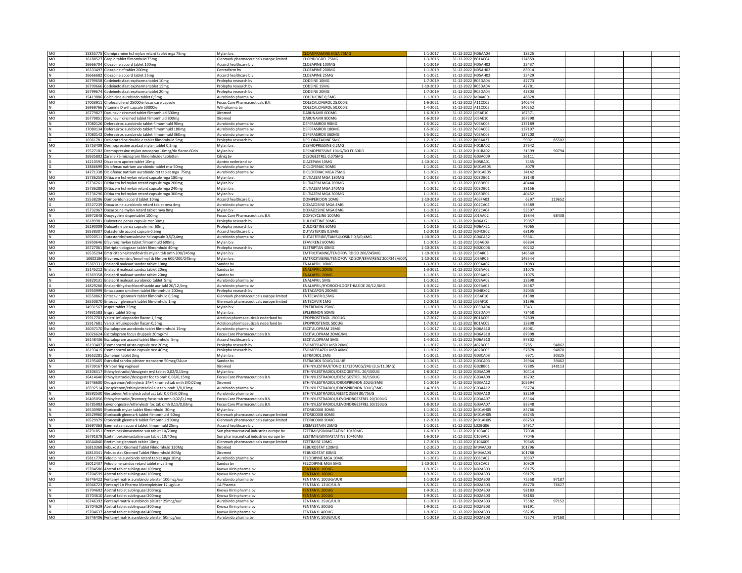| | | | | | | | | | | | | | |
|---|---|---|---|---|---|---|---|---|---|---|---|---|---|
| MO | 15855775 | Clomipramine hcl mylan retard tablet mga 75mg | Mylan b.v. | CLOMIPRAMINE MGA 75MG | 1-1-2017 | 31-12-2022 | N06AA04 | 18325 | | | | | |
| MO | 16188527 | Grepid tablet filmomhuld 75mg | Glenmark pharmaceuticals europe limited | CLOPIDOGREL 75MG | 1-3-2016 | 31-12-2022 | B01AC04 | 124559 | | | | | |
| MO | 16666704 | Clozapine accord tablet 100mg | Accord healthcare b.v. | CLOZAPINE 100MG | 1-1-2019 | 31-12-2022 | N05AH02 | 25437 | | | | | |
| MO | 16333497 | Clozapine cf tablet 200mg | Centrafarm bv | CLOZAPINE 200MG | 1-1-2019 | 31-12-2022 | N05AH02 | 85014 | | | | | |
| N | 16666682 | Clozapine accord tablet 25mg | Accord healthcare b.v. | CLOZAPINE 25MG | 1-1-2021 | 31-12-2022 | N05AH02 | 25429 | | | | | |
| MO | 16799658 | Codeinefosfaat expharma tablet 10mg | Prolepha research bv | CODEINE 10MG | 1-7-2019 | 31-12-2022 | R05DA04 | 42773 | | | | | |
| MO | 16799666 | Codeinefosfaat expharma tablet 15mg | Prolepha research bv | CODEINE 15MG | 1-10-2019 | 31-12-2022 | R05DA04 | 42781 | | | | | |
| MO | 16799674 | Codeinefosfaat expharma tablet 20mg | Prolepha research bv | CODEINE 20MG | 1-7-2019 | 31-12-2022 | R05DA04 | 42803 | | | | | |
| MO | 15419886 | Colchicine aurobindo tablet 0,5mg | Aurobindo pharma bv | COLCHICINE 0,5MG | 1-1-2019 | 31-12-2022 | M04AC01 | 48828 | | | | | |
| MO | 17003911 | Cholecalciferol 25000ie focus care capsule | Focus Care Pharmaceuticals B.V. | COLECALCIFEROL 25.000IE | 1-6-2021 | 31-12-2022 | A11CC05 | 140244 | | | | | |
| N | 16969766 | Vitamine D will capsule 50000ie | Will-pharma bv | COLECALCIFEROL 50.000IE | 1-4-2021 | 31-12-2022 | A11CC05 | 140252 | | | | | |
| MO | 16779827 | Darunavir xiromed tablet filmomhuld 600mg | Xiromed | DARUNAVIR 600MG | 1-6-2019 | 31-12-2022 | J05AE10 | 167371 | | | | | |
| MO | 16779851 | Darunavir xiromed tablet filmomhuld 800mg | Xiromed | DARUNAVIR 800MG | 1-6-2019 | 31-12-2022 | J05AE10 | 167398 | | | | | |
| N | 17080126 | Deferasirox aurobindo tablet filmomhuld 90mg | Aurobindo pharma bv | DEFERASIROX 90MG | 1-5-2022 | 31-12-2022 | V03AC03 | 137189 | | | | | |
| N | 17080134 | Deferasirox aurobindo tablet filmomhuld 180mg | Aurobindo pharma bv | DEFERASIROX 180MG | 1-5-2022 | 31-12-2022 | V03AC03 | 137197 | | | | | |
| N | 17080142 | Deferasirox aurobindo tablet filmomhuld 360mg | Aurobindo pharma bv | DEFERASIROX 360MG | 1-5-2022 | 31-12-2022 | V03AC03 | 137200 | | | | | |
| G | 16961781 | Desloratadine double-e tablet filmomhuld 5mg | Prolepha research bv | DESLORATADINE 5MG | 1-2-2021 | 31-12-2022 | R06AX27 | 59021 | 85502 | | | | |
| MO | 15753409 | Desmopressine acetaat mylan tablet 0,2mg | Mylan b.v. | DESMOPRESSINE 0,2MG | 1-1-2017 | 31-12-2022 | H01BA02 | 27642 | | | | | |
| N | 15527182 | Desmopressine mylan neusspray 10mcg/do flacon 60do | Mylan b.v. | DESMOPRESSINE 10UG/DO FL 60DO | 1-1-2021 | 31-12-2022 | H01BA02 | 31399 | 90794 | | | | |
| N | 16935802 | Zarelle 75 microgram filmomhulde tabletten | Qliniq bv | DESOGESTREL 0,075MG | 1-1-2021 | 31-12-2022 | G03AC09 | 56111 | | | | | |
| G | 14210592 | Diazepam apotex tablet 10mg | Apotex nederland bv | DIAZEPAM 10MG | 1-10-2021 | 31-12-2022 | N05BA01 | 7455 | | | | | |
| G | 13866699 | Diclofenac natrium aurobindo tablet msr 50mg | Aurobindo pharma bv | DICLOFENAC 50MG | 1-1-2021 | 31-12-2022 | M01AB05 | 8079 | | | | | |
| N | 14271338 | Diclofenac natrium aurobindo ret tablet mga 75mg | Aurobindo pharma bv | DICLOFENAC MGA 75MG | 1-1-2021 | 31-12-2022 | M01AB05 | 34142 | | | | | |
| MO | 15736253 | Diltiazem hcl mylan retard capsule mga 180mg | Mylan b.v. | DILTIAZEM MGA 180MG | 1-1-2013 | 31-12-2022 | C08DB01 | 38148 | | | | | |
| MO | 15736261 | Diltiazem hcl mylan retard capsule mga 200mg | Mylan b.v. | DILTIAZEM MGA 200MG | 1-1-2013 | 31-12-2022 | C08DB01 | 40444 | | | | | |
| MO | 15736288 | Diltiazem hcl mylan retard capsule mga 240mg | Mylan b.v. | DILTIAZEM MGA 240MG | 1-1-2012 | 31-12-2022 | C08DB01 | 38156 | | | | | |
| MO | 15736296 | Diltiazem hcl mylan retard capsule mga 300mg | Mylan b.v. | DILTIAZEM MGA 300MG | 1-1-2011 | 31-12-2022 | C08DB01 | 40452 | | | | | |
| MO | 15538206 | Domperidon accord tablet 10mg | Accord healthcare b.v. | DOMPERIDON 10MG | 1-10-2019 | 31-12-2022 | A03FA03 | 6297 | 119652 | | | | |
| G | 15527239 | Doxazosine aurobindo retard tablet mva 4mg | Aurobindo pharma bv | DOXAZOSINE MGA 4MG | 1-1-2021 | 31-12-2022 | C02CA04 | 53589 | | | | | |
| MO | 15732967 | Doxazosine mylan retard tablet mva 8mg | Mylan b.v. | DOXAZOSINE MGA 8MG | 1-1-2013 | 31-12-2022 | C02CA04 | 53597 | | | | | |
| N | 16972848 | Doxycycline dispertablet 100mg | Focus Care Pharmaceuticals B.V. | DOXYCYCLINE 100MG | 1-4-2021 | 31-12-2022 | J01AA02 | 19844 | 68438 | | | | |
| MO | 16189981 | Duloxetine pensa capsule msr 30mg | Prolepha research bv | DULOXETINE 30MG | 1-1-2016 | 31-12-2022 | N06AX21 | 79057 | | | | | |
| MO | 16190009 | Duloxetine pensa capsule msr 60mg | Prolepha research bv | DULOXETINE 60MG | 1-1-2016 | 31-12-2022 | N06AX21 | 79065 | | | | | |
| MO | 16538307 | Dutasteride accord capsule 0,5mg | Accord healthcare b.v. | DUTASTERIDE 0,5MG | 1-2-2018 | 31-12-2022 | G04CB02 | 68195 | | | | | |
| N | 16920511 | Dutasteride/tamsulosine hcl capsule 0,5/0,4mg | Aurobindo pharma bv | DUTASTERIDE/TAMSULOSINE 0,5/0,4MG | 1-10-2020 | 31-12-2022 | G04CA52 | 93661 | | | | | |
| MO | 15950646 | Efavirenz mylan tablet filmomhuld 600mg | Mylan b.v. | EFAVIRENZ 600MG | 1-1-2015 | 31-12-2022 | J05AG03 | 66834 | | | | | |
| MO | 16727061 | Eletriptan biogaran tablet filmomhuld 40mg | Prolepha research bv | ELETRIPTAN 40MG | 1-10-2018 | 31-12-2022 | N02CC06 | 60232 | | | | | |
| MO | 16535294 | Emtricitabine/tenofovirdis mylan tab omh 200/245mg | Mylan b.v. | EMTRICITABINE/TENOFOVIRDISO 200/245MG | 1-10-2018 | 31-12-2022 | J05AR03 | 146560 | | | | | |
| MO | 16602196 | Efavirenz/emtric/tenof myl tb filmom 600/200/245mg | Mylan b.v. | EMTRICITABINE/TENOFOVIRDISOP/EFAVIRENZ 200/245/600N | 1-10-2018 | 31-12-2022 | J05AR06 | 146544 | | | | | |
| MO | 15369331 | Enalapril maleaat sandoz tablet 10mg | Sandoz bv | ENALAPRIL 10MG | 1-3-2019 | 31-12-2022 | C09AA02 | 21083 | | | | | |
| N | 15145212 | Enalapril maleaat sandoz tablet 20mg | Sandoz bv | ENALAPRIL 20MG | 1-3-2021 | 31-12-2022 | C09AA02 | 21075 | | | | | |
| MO | 15369358 | Enalapril maleaat sandoz tablet 20mg | Sandoz bv | ENALAPRIL 20MG | 1-1-2015 | 31-12-2022 | C09AA02 | 21075 | | | | | |
| N | 16829131 | Enalapril maleaat aurobindo tablet 5mg | Aurobindo pharma bv | ENALAPRIL 5MG | 1-1-2021 | 31-12-2022 | C09AA02 | 23698 | | | | | |
| G | 14829266 | Enalapril/hydrochloorthiazide aur tabl 20/12,5mg | Aurobindo pharma bv | ENALAPRIL/HYDROCHLOORTHIAZIDE 20/12,5MG | 1-3-2022 | 31-12-2022 | C09BA02 | 26387 | | | | | |
| MO | 15950999 | Entacapone unichem tablet filmomhuld 200mg | Prolepha research bv | ENTACAPON 200MG | 1-1-2019 | 31-12-2022 | N04BX02 | 52035 | | | | | |
| MO | 16550862 | Entecavir glenmark tablet filmomhuld 0,5mg | Glenmark pharmaceuticals europe limited | ENTECAVIR 0,5MG | 1-2-2018 | 31-12-2022 | J05AF10 | 81388 | | | | | |
| MO | 16550870 | Entecavir glenmark tablet filmomhuld 1mg | Glenmark pharmaceuticals europe limited | ENTECAVIR 1MG | 1-2-2018 | 31-12-2022 | J05AF10 | 81396 | | | | | |
| MO | 14931567 | Inspra tablet 25mg | Mylan b.v. | EPLERENON 25MG | 1-1-2019 | 31-12-2022 | C03DA04 | 73431 | | | | | |
| MO | 14931583 | Inspra tablet 50mg | Mylan b.v. | EPLERENON 50MG | 1-1-2019 | 31-12-2022 | C03DA04 | 73458 | | | | | |
| MO | 15917703 | Veletri infusiepoeder flacon 1,5mg | Actelion pharmaceuticals nederland bv | EPOPROSTENOL 1500UG | 1-7-2017 | 31-12-2022 | B01AC09 | 52809 | | | | | |
| MO | 15917681 | Veletri infusiepoeder flacon 0,5mg | Actelion pharmaceuticals nederland bv | EPOPROSTENOL 500UG | 1-7-2017 | 31-12-2022 | B01AC09 | 33898 | | | | | |
| MO | 16037170 | Escitalopram aurobindo tablet filmomhuld 15mg | Aurobindo pharma bv | ESCITALOPRAM 15MG | 1-1-2017 | 31-12-2022 | N06AB10 | 85081 | | | | | |
| MO | 16026624 | Escitalopram focus druppels 20mg/ml | Focus Care Pharmaceuticals B.V. | ESCITALOPRAM 20MG/ML | 1-1-2019 | 31-12-2022 | N06AB10 | 87998 | | | | | |
| N | 16148436 | Escitalopram accord tablet filmomhuld 5mg | Accord healthcare b.v. | ESCITALOPRAM 5MG | 1-4-2021 | 31-12-2022 | N06AB10 | 97802 | | | | | |
| MO | 16193407 | Esomeprazol aristo capsule msr 20mg | Prolepha research bv | ESOMEPRAZOL MSR 20MG | 1-1-2017 | 31-12-2022 | A02BC05 | 57851 | 94862 | | | | |
| MO | 16193415 | Esomeprazol aristo capsule msr 40mg | Prolepha research bv | ESOMEPRAZOL MSR 40MG | 1-1-2017 | 31-12-2022 | A02BC05 | 57878 | 94870 | | | | |
| N | 13652281 | Zumenon tablet 2mg | Mylan b.v. | ESTRADIOL 2MG | 1-1-2021 | 31-12-2022 | G03CA03 | 6971 | 30325 | | | | |
| MO | 15195465 | Estradiol sandoz pleister transderm 50mcg/24uur | Sandoz bv | ESTRADIOL 50UG/24UUR | 1-1-2015 | 31-12-2022 | G03CA03 | 26964 | 39462 | | | | |
| N | 16739167 | Ornibel ring vaginaal | Xiromed | ETHINYLESTRA/ETONO 15/120MCG/24U (3,5/11,0MG) | 1-1-2021 | 31-12-2022 | G02BB01 | 72885 | 148113 | | | | |
| MO | 16306317 | Ethinylestradiol/desogestr myl tablet 0,02/0,15mg | Mylan b.v. | ETHINYLESTRADIOL/DESOGESTREL 20/150UG | 1-8-2017 | 31-12-2022 | G03AA09 | 30414 | | | | | |
| MO | 16414640 | Ethinylestradiol/desogestr foc tb omh 0,03/0,15mg | Focus Care Pharmaceuticals B.V. | ETHINYLESTRADIOL/DESOGESTREL 30/150UG | 1-1-2019 | 31-12-2022 | G03AA09 | 16292 | | | | | |
| MO | 16746600 | Drospirenon/ethinylestr 24+4 xiromed tab omh 3/0,02mg | Xiromed | ETHINYLESTRADIOL/DROSPIRENON 20UG/3MG | 1-1-2019 | 31-12-2022 | G03AA12 | 105694 | | | | | |
| MO | 16592514 | Drospirenon/ethinylestradiol aur tabl omh 3/0,03mg | Aurobindo pharma bv | ETHINYLESTRADIOL/DROSPIRENON 30UG/3MG | 1-4-2018 | 31-12-2022 | G03AA12 | 56774 | | | | | |
| N | 16592530 | Gestodeen/ethinylestradiol act tabl 0,075/0,03mg | Aurobindo pharma bv | ETHINYLESTRADIOL/GESTODEEN 30/75UG | 1-1-2021 | 31-12-2022 | G03AA10 | 83259 | | | | | |
| MO | 16405056 | Ethinylestradiol/levonorg focus tab omh 0,02/0,1mg | Focus Care Pharmaceuticals B.V. | ETHINYLESTRADIOL/LEVONORGESTREL 20/100UG | 1-5-2018 | 31-12-2022 | G03AA07 | 83364 | | | | | |
| MO | 16785983 | Levonorgestrel/ethinylestr foc tab omh 0,15/0,03mg | Focus Care Pharmaceuticals B.V. | ETHINYLESTRADIOL/LEVONORGESTREL 30/150UG | 1-8-2019 | 31-12-2022 | G03AA07 | 83348 | | | | | |
| N | 16530985 | Etoricoxib mylan tablet filmomhuld 30mg | Mylan b.v. | ETORICOXIB 30MG | 1-1-2021 | 31-12-2022 | M01AH05 | 85766 | | | | | |
| N | 16529960 | Etoricoxib glenmark tablet filmomhuld 60mg | Glenmark pharmaceuticals europe limited | ETORICOXIB 60MG | 1-1-2021 | 31-12-2022 | M01AH05 | 66745 | | | | | |
| MO | 16529979 | Etoricoxib glenmark tablet filmomhuld 90mg | Glenmark pharmaceuticals europe limited | ETORICOXIB 90MG | 1-2-2018 | 31-12-2022 | M01AH05 | 66753 | | | | | |
| N | 15697363 | Exemestaan accord tablet filmomhuld 25mg | Accord healthcare b.v. | EXEMESTAAN 25MG | 1-1-2021 | 31-12-2022 | L02BG06 | 54917 | | | | | |
| MO | 16791851 | Ezetimibe/simvastatine sun tablet 10/20mg | Sun pharmaceutical industries europe bv | EZETIMIB/SIMVASTATINE 10/20MG | 1-6-2019 | 31-12-2022 | C10BA02 | 77038 | | | | | |
| MO | 16791878 | Ezetimibe/simvastatine sun tablet 10/40mg | Sun pharmaceutical industries europe bv | EZETIMIB/SIMVASTATINE 10/40MG | 1-6-2019 | 31-12-2022 | C10BA02 | 77046 | | | | | |
| MO | 16644840 | Ezetimibe glenmark tablet 10mg | Glenmark pharmaceuticals europe limited | EZETIMIBE 10MG | 1-7-2018 | 31-12-2022 | C10AX09 | 70645 | | | | | |
| MO | 16810368 | Febuxostat Xiromed Tablet Filmomhuld 120Mg | Xiromed | FEBUXOSTAT 120MG | 1-2-2020 | 31-12-2022 | M04AA03 | 101796 | | | | | |
| MO | 16810341 | Febuxostat Xiromed Tablet Filmomhuld 80Mg | Xiromed | FEBUXOSTAT 80MG | 1-2-2020 | 31-12-2022 | M04AA03 | 101788 | | | | | |
| MO | 15811778 | Felodipine aurobindo retard tablet mga 10mg | Aurobindo pharma bv | FELODIPINE MGA 10MG | 1-1-2013 | 31-12-2022 | C08CA02 | 30937 | | | | | |
| MO | 16012437 | Felodipine sandoz retard tablet mva 5mg | Sandoz bv | FELODIPINE MGA 5MG | 1-10-2014 | 31-12-2022 | C08CA02 | 30929 | | | | | |
| N | 15704580 | Abstral tablet sublinguaal 100mcg | Kyowa Kirin pharma bv | FENTANYL 100UG | 1-9-2021 | 31-12-2022 | N02AB03 | 98175 | | | | | |
| N | 15704599 | Abstral tablet sublinguaal 100mcg | Kyowa Kirin pharma bv | FENTANYL 100UG | 1-9-2021 | 31-12-2022 | N02AB03 | 98175 | | | | | |
| MO | 16746422 | Fentanyl matrix aurobindo pleister 100mcg/uur | Aurobindo pharma bv | FENTANYL 100UG/UUR | 1-1-2019 | 31-12-2022 | N02AB03 | 75558 | 97187 | | | | |
| G | 16946723 | Fentanyl 1A Pharma Matrixpleister 12 µg/uur | 1A Pharma | FENTANYL 12UG/UUR | 1-5-2021 | 31-12-2022 | N02AB03 | 86770 | 76627 | | | | |
| N | 15704602 | Abstral tablet sublinguaal 200mcg | Kyowa Kirin pharma bv | FENTANYL 200UG | 1-9-2021 | 31-12-2022 | N02AB03 | 98183 | | | | | |
| N | 15704610 | Abstral tablet sublinguaal 200mcg | Kyowa Kirin pharma bv | FENTANYL 200UG | 1-9-2021 | 31-12-2022 | N02AB03 | 98183 | | | | | |
| MO | 16746392 | Fentanyl matrix aurobindo pleister 25mcg/uur | Aurobindo pharma bv | FENTANYL 25UG/UUR | 1-1-2019 | 31-12-2022 | N02AB03 | 75582 | 97152 | | | | |
| N | 15704629 | Abstral tablet sublinguaal 300mcg | Kyowa Kirin pharma bv | FENTANYL 300UG | 1-9-2021 | 31-12-2022 | N02AB03 | 98191 | | | | | |
| N | 15704637 | Abstral tablet sublinguaal 400mcg | Kyowa Kirin pharma bv | FENTANYL 400UG | 1-9-2021 | 31-12-2022 | N02AB03 | 98205 | | | | | |
| MO | 16746406 | Fentanyl matrix aurobindo pleister 50mcg/uur | Aurobindo pharma bv | FENTANYL 50UG/UUR | 1-1-2019 | 31-12-2022 | N02AB03 | 75574 | 97160 | | | | |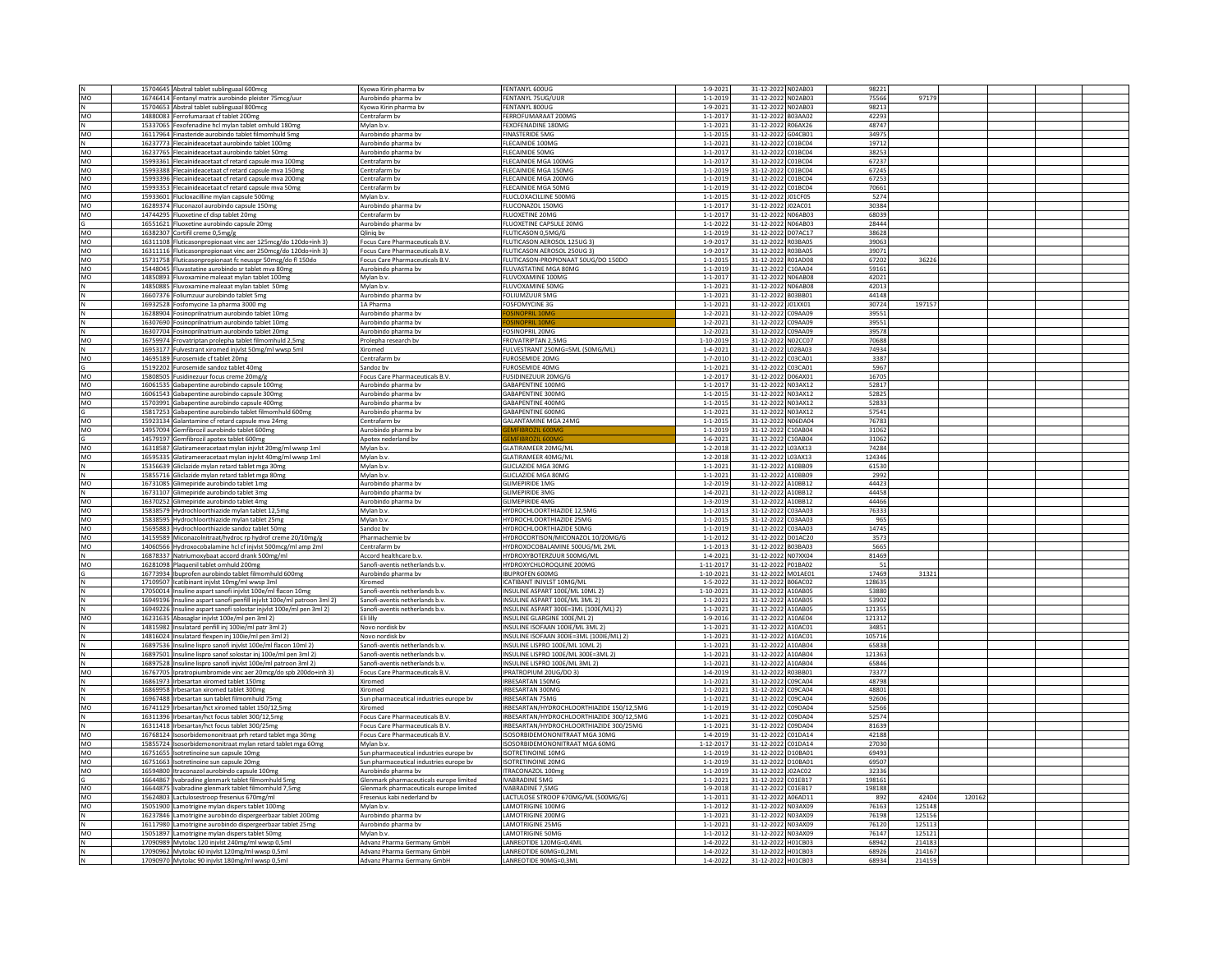| | | | | | | | | | | | | | |
|---|---|---|---|---|---|---|---|---|---|---|---|---|---|
| N | 15704645 | Abstral tablet sublinguaal 600mcg | Kyowa Kirin pharma bv | FENTANYL 600UG | 1-9-2021 | 31-12-2022 | N02AB03 | 98221 | | | | | |
| MO | 16746414 | Fentanyl matrix aurobindo pleister 75mcg/uur | Aurobindo pharma bv | FENTANYL 75UG/UUR | 1-1-2019 | 31-12-2022 | N02AB03 | 75566 | 97179 | | | | |
| N | 15704653 | Abstral tablet sublinguaal 800mcg | Kyowa Kirin pharma bv | FENTANYL 800UG | 1-9-2021 | 31-12-2022 | N02AB03 | 98213 | | | | | |
| MO | 14880083 | Ferrofumaraat cf tablet 200mg | Centrafarm bv | FERROFUMARAAT 200MG | 1-1-2017 | 31-12-2022 | B03AA02 | 42293 | | | | | |
| N | 15337065 | Fexofenadine hcl mylan tablet omhuld 180mg | Mylan b.v. | FEXOFENADINE 180MG | 1-1-2021 | 31-12-2022 | R06AX26 | 48747 | | | | | |
| MO | 16117964 | Finasteride aurobindo tablet filmomhuld 5mg | Aurobindo pharma bv | FINASTERIDE 5MG | 1-1-2015 | 31-12-2022 | G04CB01 | 34975 | | | | | |
| N | 16237773 | Flecainideacetaat aurobindo tablet 100mg | Aurobindo pharma bv | FLECAINIDE 100MG | 1-1-2021 | 31-12-2022 | C01BC04 | 19712 | | | | | |
| MO | 16237765 | Flecainideacetaat aurobindo tablet 50mg | Aurobindo pharma bv | FLECAINIDE 50MG | 1-1-2017 | 31-12-2022 | C01BC04 | 38253 | | | | | |
| MO | 15993361 | Flecainideacetaat cf retard capsule mva 100mg | Centrafarm bv | FLECAINIDE MGA 100MG | 1-1-2017 | 31-12-2022 | C01BC04 | 67237 | | | | | |
| MO | 15993388 | Flecainideacetaat cf retard capsule mva 150mg | Centrafarm bv | FLECAINIDE MGA 150MG | 1-1-2019 | 31-12-2022 | C01BC04 | 67245 | | | | | |
| MO | 15993396 | Flecainideacetaat cf retard capsule mva 200mg | Centrafarm bv | FLECAINIDE MGA 200MG | 1-1-2019 | 31-12-2022 | C01BC04 | 67253 | | | | | |
| MO | 15993353 | Flecainideacetaat cf retard capsule mva 50mg | Centrafarm bv | FLECAINIDE MGA 50MG | 1-1-2019 | 31-12-2022 | C01BC04 | 70661 | | | | | |
| MO | 15933601 | Flucloxacilline mylan capsule 500mg | Mylan b.v. | FLUCLOXACILLINE 500MG | 1-1-2015 | 31-12-2022 | J01CF05 | 5274 | | | | | |
| MO | 16289374 | Fluconazol aurobindo capsule 150mg | Aurobindo pharma bv | FLUCONAZOL 150MG | 1-1-2017 | 31-12-2022 | J02AC01 | 30384 | | | | | |
| MO | 14744295 | Fluoxetine cf disp tablet 20mg | Centrafarm bv | FLUOXETINE 20MG | 1-1-2017 | 31-12-2022 | N06AB03 | 68039 | | | | | |
| G | 16551621 | Fluoxetine aurobindo capsule 20mg | Aurobindo pharma bv | FLUOXETINE CAPSULE 20MG | 1-1-2022 | 31-12-2022 | N06AB03 | 28444 | | | | | |
| MO | 16382307 | Cortifil creme 0,5mg/g | Qliniq bv | FLUTICASON 0,5MG/G | 1-1-2019 | 31-12-2022 | D07AC17 | 38628 | | | | | |
| MO | 16311108 | Fluticasonpropionaat vinc aer 125mcg/do 120do+inh 3) | Focus Care Pharmaceuticals B.V. | FLUTICASON AEROSOL 125UG 3) | 1-9-2017 | 31-12-2022 | R03BA05 | 39063 | | | | | |
| MO | 16311116 | Fluticasonpropionaat vinc aer 250mcg/do 120do+inh 3) | Focus Care Pharmaceuticals B.V. | FLUTICASON AEROSOL 250UG 3) | 1-9-2017 | 31-12-2022 | R03BA05 | 39071 | | | | | |
| MO | 15731758 | Fluticasonpropionaat fc neusspr 50mcg/do fl 150do | Focus Care Pharmaceuticals B.V. | FLUTICASON-PROPIONAAT 50UG/DO 150DO | 1-1-2015 | 31-12-2022 | R01AD08 | 67202 | 36226 | | | | |
| MO | 15448045 | Fluvastatine aurobindo sr tablet mva 80mg | Aurobindo pharma bv | FLUVASTATINE MGA 80MG | 1-1-2019 | 31-12-2022 | C10AA04 | 59161 | | | | | |
| MO | 14850893 | Fluvoxamine maleaat mylan tablet 100mg | Mylan b.v. | FLUVOXAMINE 100MG | 1-1-2017 | 31-12-2022 | N06AB08 | 42021 | | | | | |
| N | 14850885 | Fluvoxamine maleaat mylan tablet 50mg | Mylan b.v. | FLUVOXAMINE 50MG | 1-1-2021 | 31-12-2022 | N06AB08 | 42013 | | | | | |
| N | 16607376 | Foliumzuur aurobindo tablet 5mg | Aurobindo pharma bv | FOLIUMZUUR 5MG | 1-1-2021 | 31-12-2022 | B03BB01 | 44148 | | | | | |
| N | 16932528 | Fosfomycine 1a pharma 3000 mg | 1A Pharma | FOSFOMYCINE 3G | 1-1-2021 | 31-12-2022 | J01XX01 | 30724 | 197157 | | | | |
| N | 16288904 | Fosinoprilnatrium aurobindo tablet 10mg | Aurobindo pharma bv | FOSINOPRIL 10MG | 1-2-2021 | 31-12-2022 | C09AA09 | 39551 | | | | | |
| N | 16307690 | Fosinoprilnatrium aurobindo tablet 10mg | Aurobindo pharma bv | FOSINOPRIL 10MG | 1-2-2021 | 31-12-2022 | C09AA09 | 39551 | | | | | |
| N | 16307704 | Fosinoprilnatrium aurobindo tablet 20mg | Aurobindo pharma bv | FOSINOPRIL 20MG | 1-2-2021 | 31-12-2022 | C09AA09 | 39578 | | | | | |
| MO | 16759974 | Frovatriptan prolepha tablet filmomhuld 2,5mg | Prolepha research bv | FROVATRIPTAN 2,5MG | 1-10-2019 | 31-12-2022 | N02CC07 | 70688 | | | | | |
| N | 16953177 | Fulvestrant xiromed injvlst 50mg/ml wwsp 5ml | Xiromed | FULVESTRANT 250MG=5ML (50MG/ML) | 1-4-2021 | 31-12-2022 | L02BA03 | 74934 | | | | | |
| MO | 14695189 | Furosemide cf tablet 20mg | Centrafarm bv | FUROSEMIDE 20MG | 1-7-2010 | 31-12-2022 | C03CA01 | 3387 | | | | | |
| G | 15192202 | Furosemide sandoz tablet 40mg | Sandoz bv | FUROSEMIDE 40MG | 1-1-2021 | 31-12-2022 | C03CA01 | 5967 | | | | | |
| MO | 15808505 | Fusidinezuur focus creme 20mg/g | Focus Care Pharmaceuticals B.V. | FUSIDINEZUUR 20MG/G | 1-2-2017 | 31-12-2022 | D06AX01 | 16705 | | | | | |
| MO | 16061535 | Gabapentine aurobindo capsule 100mg | Aurobindo pharma bv | GABAPENTINE 100MG | 1-1-2017 | 31-12-2022 | N03AX12 | 52817 | | | | | |
| MO | 16061543 | Gabapentine aurobindo capsule 300mg | Aurobindo pharma bv | GABAPENTINE 300MG | 1-1-2015 | 31-12-2022 | N03AX12 | 52825 | | | | | |
| MO | 15703991 | Gabapentine aurobindo capsule 400mg | Aurobindo pharma bv | GABAPENTINE 400MG | 1-1-2015 | 31-12-2022 | N03AX12 | 52833 | | | | | |
| G | 15817253 | Gabapentine aurobindo tablet filmomhuld 600mg | Aurobindo pharma bv | GABAPENTINE 600MG | 1-1-2021 | 31-12-2022 | N03AX12 | 57541 | | | | | |
| MO | 15923134 | Galantamine cf retard capsule mva 24mg | Centrafarm bv | GALANTAMINE MGA 24MG | 1-1-2015 | 31-12-2022 | N06DA04 | 76783 | | | | | |
| MO | 14957094 | Gemfibrozil aurobindo tablet 600mg | Aurobindo pharma bv | GEMFIBROZIL 600MG | 1-1-2019 | 31-12-2022 | C10AB04 | 31062 | | | | | |
| G | 14579197 | Gemfibrozil apotex tablet 600mg | Apotex nederland bv | GEMFIBROZIL 600MG | 1-6-2021 | 31-12-2022 | C10AB04 | 31062 | | | | | |
| MO | 16318587 | Glatirameeracetaat mylan injvlst 20mg/ml wwsp 1ml | Mylan b.v. | GLATIRAMEER 20MG/ML | 1-2-2018 | 31-12-2022 | L03AX13 | 74284 | | | | | |
| MO | 16595335 | Glatirameeracetaat mylan injvlst 40mg/ml wwsp 1ml | Mylan b.v. | GLATIRAMEER 40MG/ML | 1-2-2018 | 31-12-2022 | L03AX13 | 124346 | | | | | |
| N | 15356639 | Gliclazide mylan retard tablet mga 30mg | Mylan b.v. | GLICLAZIDE MGA 30MG | 1-1-2021 | 31-12-2022 | A10BB09 | 61530 | | | | | |
| N | 15855716 | Gliclazide mylan retard tablet mga 80mg | Mylan b.v. | GLICLAZIDE MGA 80MG | 1-1-2021 | 31-12-2022 | A10BB09 | 2992 | | | | | |
| MO | 16731085 | Glimepiride aurobindo tablet 1mg | Aurobindo pharma bv | GLIMEPIRIDE 1MG | 1-2-2019 | 31-12-2022 | A10BB12 | 44423 | | | | | |
| N | 16731107 | Glimepiride aurobindo tablet 3mg | Aurobindo pharma bv | GLIMEPIRIDE 3MG | 1-4-2021 | 31-12-2022 | A10BB12 | 44458 | | | | | |
| MO | 16370252 | Glimepiride aurobindo tablet 4mg | Aurobindo pharma bv | GLIMEPIRIDE 4MG | 1-3-2019 | 31-12-2022 | A10BB12 | 44466 | | | | | |
| MO | 15838579 | Hydrochloorthiazide mylan tablet 12,5mg | Mylan b.v. | HYDROCHLOORTHIAZIDE 12,5MG | 1-1-2013 | 31-12-2022 | C03AA03 | 76333 | | | | | |
| MO | 15838595 | Hydrochloorthiazide mylan tablet 25mg | Mylan b.v. | HYDROCHLOORTHIAZIDE 25MG | 1-1-2015 | 31-12-2022 | C03AA03 | 965 | | | | | |
| MO | 15695883 | Hydrochloorthiazide sandoz tablet 50mg | Sandoz bv | HYDROCHLOORTHIAZIDE 50MG | 1-1-2019 | 31-12-2022 | C03AA03 | 14745 | | | | | |
| MO | 14159589 | Miconazolnitraat/hydroc rp hydrof creme 20/10mg/g | Pharmachemie bv | HYDROCORTISON/MICONAZOL 10/20MG/G | 1-1-2012 | 31-12-2022 | D01AC20 | 3573 | | | | | |
| MO | 14060566 | Hydroxocobalamine hcl cf injvlst 500mcg/ml amp 2ml | Centrafarm bv | HYDROXOCOBALAMINE 500UG/ML 2ML | 1-1-2013 | 31-12-2022 | B03BA03 | 5665 | | | | | |
| N | 16878337 | Natriumoxybaat accord drank 500mg/ml | Accord healthcare b.v. | HYDROXYBOTERZUUR 500MG/ML | 1-4-2021 | 31-12-2022 | N07XX04 | 81469 | | | | | |
| MO | 16281098 | Plaquenil tablet omhuld 200mg | Sanofi-aventis netherlands b.v. | HYDROXYCHLOROQUINE 200MG | 1-11-2017 | 31-12-2022 | P01BA02 | 51 | | | | | |
| G | 16773934 | Ibuprofen aurobindo tablet filmomhuld 600mg | Aurobindo pharma bv | IBUPROFEN 600MG | 1-10-2021 | 31-12-2022 | M01AE01 | 17469 | 31321 | | | | |
| N | 17109507 | Icatibinant injvlst 10mg/ml wwsp 3ml | Xiromed | ICATIBANT INJVLST 10MG/ML | 1-5-2022 | 31-12-2022 | B06AC02 | 128635 | | | | | |
| N | 17050014 | Insuline aspart sanofi injvlst 100e/ml flacon 10mg | Sanofi-aventis netherlands b.v. | INSULINE ASPART 100E/ML 10ML 2) | 1-10-2021 | 31-12-2022 | A10AB05 | 53880 | | | | | |
| N | 16949196 | Insuline aspart sanofi penfill injvlst 100e/ml patroon 3ml 2) | Sanofi-aventis netherlands b.v. | INSULINE ASPART 100E/ML 3ML 2) | 1-1-2021 | 31-12-2022 | A10AB05 | 53902 | | | | | |
| N | 16949226 | Insuline aspart sanofi solostar injvlst 100e/ml pen 3ml 2) | Sanofi-aventis netherlands b.v. | INSULINE ASPART 300E=3ML (100E/ML) 2) | 1-1-2021 | 31-12-2022 | A10AB05 | 121355 | | | | | |
| MO | 16231635 | Abasaglar injvlst 100e/ml pen 3ml 2) | Eli lilly | INSULINE GLARGINE 100E/ML 2) | 1-9-2016 | 31-12-2022 | A10AE04 | 121312 | | | | | |
| N | 14815982 | Insulatard penfill inj 100ie/ml patr 3ml 2) | Novo nordisk bv | INSULINE ISOFAAN 100IE/ML 3ML 2) | 1-1-2021 | 31-12-2022 | A10AC01 | 34851 | | | | | |
| N | 14816024 | Insulatard flexpen inj 100ie/ml pen 3ml 2) | Novo nordisk bv | INSULINE ISOFAAN 300IE=3ML (100IE/ML) 2) | 1-1-2021 | 31-12-2022 | A10AC01 | 105716 | | | | | |
| N | 16897536 | Insuline lispro sanofi injvlst 100e/ml flacon 10ml 2) | Sanofi-aventis netherlands b.v. | INSULINE LISPRO 100E/ML 10ML 2) | 1-1-2021 | 31-12-2022 | A10AB04 | 65838 | | | | | |
| N | 16897501 | Insuline lispro sanof solostar inj 100e/ml pen 3ml 2) | Sanofi-aventis netherlands b.v. | INSULINE LISPRO 100E/ML 300E=3ML 2) | 1-1-2021 | 31-12-2022 | A10AB04 | 121363 | | | | | |
| N | 16897528 | Insuline lispro sanofi injvlst 100e/ml patroon 3ml 2) | Sanofi-aventis netherlands b.v. | INSULINE LISPRO 100E/ML 3ML 2) | 1-1-2021 | 31-12-2022 | A10AB04 | 65846 | | | | | |
| MO | 16767705 | Ipratropiumbromide vinc aer 20mcg/do spb 200do+inh 3) | Focus Care Pharmaceuticals B.V. | IPRATROPIUM 20UG/DO 3) | 1-4-2019 | 31-12-2022 | R03BB01 | 73377 | | | | | |
| N | 16861973 | Irbesartan xiromed tablet 150mg | Xiromed | IRBESARTAN 150MG | 1-1-2021 | 31-12-2022 | C09CA04 | 48798 | | | | | |
| N | 16869958 | Irbesartan xiromed tablet 300mg | Xiromed | IRBESARTAN 300MG | 1-1-2021 | 31-12-2022 | C09CA04 | 48801 | | | | | |
| N | 16967488 | Irbesartan sun tablet filmomhuld 75mg | Sun pharmaceutical industries europe bv | IRBESARTAN 75MG | 1-1-2021 | 31-12-2022 | C09CA04 | 92606 | | | | | |
| MO | 16741129 | Irbesartan/hct xiromed tablet 150/12,5mg | Xiromed | IRBESARTAN/HYDROCHLOORTHIAZIDE 150/12,5MG | 1-1-2019 | 31-12-2022 | C09DA04 | 52566 | | | | | |
| N | 16311396 | Irbesartan/hct focus tablet 300/12,5mg | Focus Care Pharmaceuticals B.V. | IRBESARTAN/HYDROCHLOORTHIAZIDE 300/12,5MG | 1-1-2021 | 31-12-2022 | C09DA04 | 52574 | | | | | |
| N | 16311418 | Irbesartan/hct focus tablet 300/25mg | Focus Care Pharmaceuticals B.V. | IRBESARTAN/HYDROCHLOORTHIAZIDE 300/25MG | 1-1-2021 | 31-12-2022 | C09DA04 | 81639 | | | | | |
| MO | 16768124 | Isosorbidemononitraat prh retard tablet mga 30mg | Focus Care Pharmaceuticals B.V. | ISOSORBIDEMONONITRAAT MGA 30MG | 1-4-2019 | 31-12-2022 | C01DA14 | 42188 | | | | | |
| MO | 15855724 | Isosorbidemononitraat mylan retard tablet mga 60mg | Mylan b.v. | ISOSORBIDEMONONITRAAT MGA 60MG | 1-12-2017 | 31-12-2022 | C01DA14 | 27030 | | | | | |
| MO | 16751655 | Isotretinoine sun capsule 10mg | Sun pharmaceutical industries europe bv | ISOTRETINOINE 10MG | 1-1-2019 | 31-12-2022 | D10BA01 | 69493 | | | | | |
| MO | 16751663 | Isotretinoine sun capsule 20mg | Sun pharmaceutical industries europe bv | ISOTRETINOINE 20MG | 1-1-2019 | 31-12-2022 | D10BA01 | 69507 | | | | | |
| MO | 16594800 | Itraconazol aurobindo capsule 100mg | Aurobindo pharma bv | ITRACONAZOL 100mg | 1-1-2019 | 31-12-2022 | J02AC02 | 32336 | | | | | |
| G | 16644867 | Ivabradine glenmark tablet filmomhuld 5mg | Glenmark pharmaceuticals europe limited | IVABRADINE 5MG | 1-1-2021 | 31-12-2022 | C01EB17 | 198161 | | | | | |
| MO | 16644875 | Ivabradine glenmark tablet filmomhuld 7,5mg | Glenmark pharmaceuticals europe limited | IVABRADINE 7,5MG | 1-9-2018 | 31-12-2022 | C01EB17 | 198188 | | | | | |
| MO | 15624803 | Lactulosestroop fresenius 670mg/ml | Fresenius kabi nederland bv | LACTULOSE STROOP 670MG/ML (500MG/G) | 1-1-2011 | 31-12-2022 | A06AD11 | 892 | 42404 | 120162 | | | |
| MO | 15051900 | Lamotrigine mylan dispers tablet 100mg | Mylan b.v. | LAMOTRIGINE 100MG | 1-1-2012 | 31-12-2022 | N03AX09 | 76163 | 125148 | | | | |
| N | 16237846 | Lamotrigine aurobindo dispergeerbaar tablet 200mg | Aurobindo pharma bv | LAMOTRIGINE 200MG | 1-1-2021 | 31-12-2022 | N03AX09 | 76198 | 125156 | | | | |
| N | 16117980 | Lamotrigine aurobindo dispergeerbaar tablet 25mg | Aurobindo pharma bv | LAMOTRIGINE 25MG | 1-1-2021 | 31-12-2022 | N03AX09 | 76120 | 125113 | | | | |
| MO | 15051897 | Lamotrigine mylan dispers tablet 50mg | Mylan b.v. | LAMOTRIGINE 50MG | 1-1-2012 | 31-12-2022 | N03AX09 | 76147 | 125121 | | | | |
| N | 17090989 | Mytolac 120 injvlst 240mg/ml wwsp 0,5ml | Advanz Pharma Germany GmbH | LANREOTIDE 120MG=0,4ML | 1-4-2022 | 31-12-2022 | H01CB03 | 68942 | 214183 | | | | |
| N | 17090962 | Mytolac 60 injvlst 120mg/ml wwsp 0,5ml | Advanz Pharma Germany GmbH | LANREOTIDE 60MG=0,2ML | 1-4-2022 | 31-12-2022 | H01CB03 | 68926 | 214167 | | | | |
| N | 17090970 | Mytolac 90 injvlst 180mg/ml wwsp 0,5ml | Advanz Pharma Germany GmbH | LANREOTIDE 90MG=0,3ML | 1-4-2022 | 31-12-2022 | H01CB03 | 68934 | 214159 | | | | |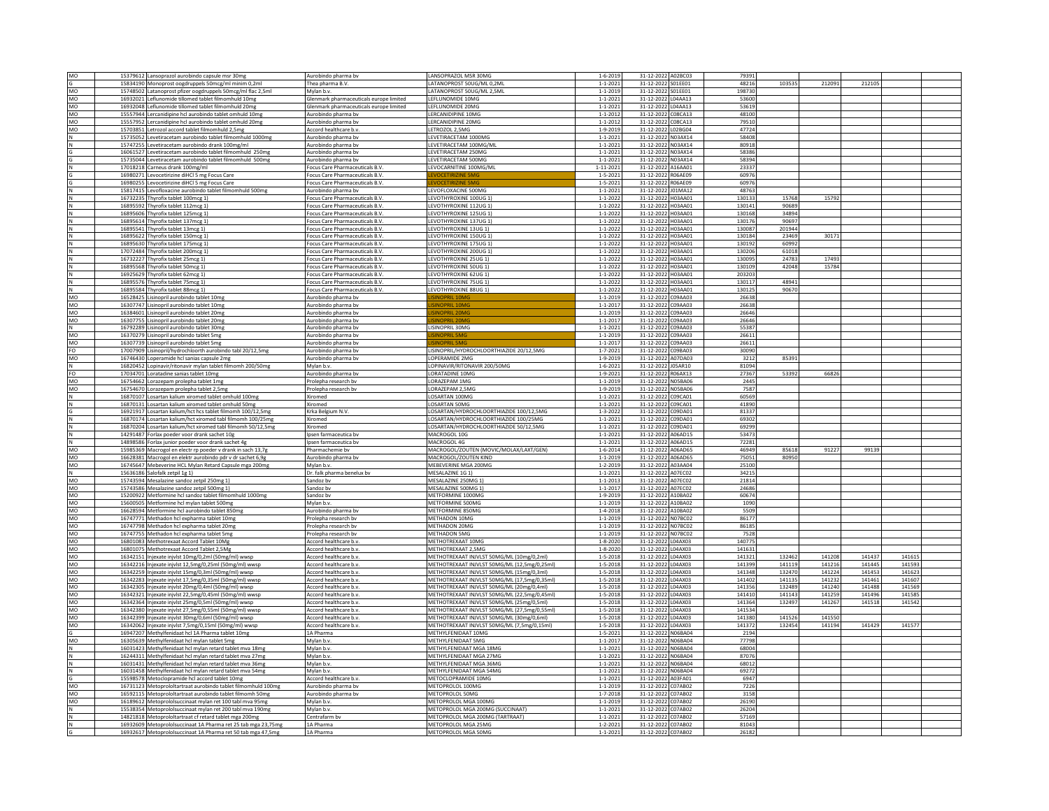| | | | | | | | | | | | | | |
|---|---|---|---|---|---|---|---|---|---|---|---|---|---|
| MO | 15379612 | Lansoprazol aurobindo capsule msr 30mg | Aurobindo pharma bv | LANSOPRAZOL MSR 30MG | 1-6-2019 | 31-12-2022 | A02BC03 | 79391 | | | | | |
| G | 15834190 | Monoprost oogdruppels 50mcg/ml minim 0,2ml | Thea pharma B.V. | LATANOPROST 50UG/ML 0,2ML | 1-1-2021 | 31-12-2022 | S01EE01 | 48216 | 103535 | 212091 | 212105 | | |
| MO | 15748502 | Latanoprost pfizer oogdruppels 50mcg/ml flac 2,5ml | Mylan b.v. | LATANOPROST 50UG/ML 2,5ML | 1-1-2019 | 31-12-2022 | S01EE01 | 198730 | | | | | |
| MO | 16932021 | Leflunomide tillomed tablet filmomhuld 10mg | Glenmark pharmaceuticals europe limited | LEFLUNOMIDE 10MG | 1-1-2021 | 31-12-2022 | L04AA13 | 53600 | | | | | |
| MO | 16932048 | Leflunomide tillomed tablet filmomhuld 20mg | Glenmark pharmaceuticals europe limited | LEFLUNOMIDE 20MG | 1-1-2021 | 31-12-2022 | L04AA13 | 53619 | | | | | |
| MO | 15557944 | Lercanidipine hcl aurobindo tablet omhuld 10mg | Aurobindo pharma bv | LERCANIDIPINE 10MG | 1-1-2012 | 31-12-2022 | C08CA13 | 48100 | | | | | |
| MO | 15557952 | Lercanidipine hcl aurobindo tablet omhuld 20mg | Aurobindo pharma bv | LERCANIDIPINE 20MG | 1-1-2012 | 31-12-2022 | C08CA13 | 79510 | | | | | |
| MO | 15703851 | Letrozol accord tablet filmomhuld 2,5mg | Accord healthcare b.v. | LETROZOL 2,5MG | 1-9-2019 | 31-12-2022 | L02BG04 | 47724 | | | | | |
| N | 15735052 | Levetiracetam aurobindo tablet filmomhuld 1000mg | Aurobindo pharma bv | LEVETIRACETAM 1000MG | 1-1-2021 | 31-12-2022 | N03AX14 | 58408 | | | | | |
| N | 15747255 | Levetiracetam aurobindo drank 100mg/ml | Aurobindo pharma bv | LEVETIRACETAM 100MG/ML | 1-1-2021 | 31-12-2022 | N03AX14 | 80918 | | | | | |
| G | 16061527 | Levetiracetam aurobindo tablet filmomhuld 250mg | Aurobindo pharma bv | LEVETIRACETAM 250MG | 1-1-2021 | 31-12-2022 | N03AX14 | 58386 | | | | | |
| G | 15735044 | Levetiracetam aurobindo tablet filmomhuld 500mg | Aurobindo pharma bv | LEVETIRACETAM 500MG | 1-1-2021 | 31-12-2022 | N03AX14 | 58394 | | | | | |
| N | 17018218 | Carneus drank 100mg/ml | Focus Care Pharmaceuticals B.V. | LEVOCARNITINE 100MG/ML | 1-11-2021 | 31-12-2022 | A16AA01 | 23337 | | | | | |
| G | 16980271 | Levocetirizine diHCl 5 mg Focus Care | Focus Care Pharmaceuticals B.V. | LEVOCETIRIZINE 5MG | 1-5-2021 | 31-12-2022 | R06AE09 | 60976 | | | | | |
| G | 16980255 | Levocetirizine diHCl 5 mg Focus Care | Focus Care Pharmaceuticals B.V. | LEVOCETIRIZINE 5MG | 1-5-2021 | 31-12-2022 | R06AE09 | 60976 | | | | | |
| N | 15817415 | Levofloxacine aurobindo tablet filmomhuld 500mg | Aurobindo pharma bv | LEVOFLOXACINE 500MG | 1-1-2021 | 31-12-2022 | J01MA12 | 48763 | | | | | |
| N | 16732235 | Thyrofix tablet 100mcg 1) | Focus Care Pharmaceuticals B.V. | LEVOTHYROXINE 100UG 1) | 1-1-2022 | 31-12-2022 | H03AA01 | 130133 | 15768 | 15792 | | | |
| N | 16895592 | Thyrofix tablet 112mcg 1) | Focus Care Pharmaceuticals B.V. | LEVOTHYROXINE 112UG 1) | 1-1-2022 | 31-12-2022 | H03AA01 | 130141 | 90689 | | | | |
| N | 16895606 | Thyrofix tablet 125mcg 1) | Focus Care Pharmaceuticals B.V. | LEVOTHYROXINE 125UG 1) | 1-1-2022 | 31-12-2022 | H03AA01 | 130168 | 34894 | | | | |
| N | 16895614 | Thyrofix tablet 137mcg 1) | Focus Care Pharmaceuticals B.V. | LEVOTHYROXINE 137UG 1) | 1-1-2022 | 31-12-2022 | H03AA01 | 130176 | 90697 | | | | |
| N | 16895541 | Thyrofix tablet 13mcg 1) | Focus Care Pharmaceuticals B.V. | LEVOTHYROXINE 13UG 1) | 1-1-2022 | 31-12-2022 | H03AA01 | 130087 | 201944 | | | | |
| N | 16895622 | Thyrofix tablet 150mcg 1) | Focus Care Pharmaceuticals B.V. | LEVOTHYROXINE 150UG 1) | 1-1-2022 | 31-12-2022 | H03AA01 | 130184 | 23469 | 30171 | | | |
| N | 16895630 | Thyrofix tablet 175mcg 1) | Focus Care Pharmaceuticals B.V. | LEVOTHYROXINE 175UG 1) | 1-1-2022 | 31-12-2022 | H03AA01 | 130192 | 60992 | | | | |
| N | 17072484 | Thyrofix tablet 200mcg 1) | Focus Care Pharmaceuticals B.V. | LEVOTHYROXINE 200UG 1) | 1-1-2022 | 31-12-2022 | H03AA01 | 130206 | 61018 | | | | |
| N | 16732227 | Thyrofix tablet 25mcg 1) | Focus Care Pharmaceuticals B.V. | LEVOTHYROXINE 25UG 1) | 1-1-2022 | 31-12-2022 | H03AA01 | 130095 | 24783 | 17493 | | | |
| N | 16895568 | Thyrofix tablet 50mcg 1) | Focus Care Pharmaceuticals B.V. | LEVOTHYROXINE 50UG 1) | 1-1-2022 | 31-12-2022 | H03AA01 | 130109 | 42048 | 15784 | | | |
| N | 16925629 | Thyrofix tablet 62mcg 1) | Focus Care Pharmaceuticals B.V. | LEVOTHYROXINE 62UG 1) | 1-1-2022 | 31-12-2022 | H03AA01 | 203203 | | | | | |
| N | 16895576 | Thyrofix tablet 75mcg 1) | Focus Care Pharmaceuticals B.V. | LEVOTHYROXINE 75UG 1) | 1-1-2022 | 31-12-2022 | H03AA01 | 130117 | 48941 | | | | |
| N | 16895584 | Thyrofix tablet 88mcg 1) | Focus Care Pharmaceuticals B.V. | LEVOTHYROXINE 88UG 1) | 1-1-2022 | 31-12-2022 | H03AA01 | 130125 | 90670 | | | | |
| MO | 16528425 | Lisinopril aurobindo tablet 10mg | Aurobindo pharma bv | LISINOPRIL 10MG | 1-1-2019 | 31-12-2022 | C09AA03 | 26638 | | | | | |
| MO | 16307747 | Lisinopril aurobindo tablet 10mg | Aurobindo pharma bv | LISINOPRIL 10MG | 1-1-2017 | 31-12-2022 | C09AA03 | 26638 | | | | | |
| MO | 16384601 | Lisinopril aurobindo tablet 20mg | Aurobindo pharma bv | LISINOPRIL 20MG | 1-1-2019 | 31-12-2022 | C09AA03 | 26646 | | | | | |
| MO | 16307755 | Lisinopril aurobindo tablet 20mg | Aurobindo pharma bv | LISINOPRIL 20MG | 1-1-2017 | 31-12-2022 | C09AA03 | 26646 | | | | | |
| N | 16792289 | Lisinopril aurobindo tablet 30mg | Aurobindo pharma bv | LISINOPRIL 30MG | 1-1-2021 | 31-12-2022 | C09AA03 | 55387 | | | | | |
| MO | 16370279 | Lisinopril aurobindo tablet 5mg | Aurobindo pharma bv | LISINOPRIL 5MG | 1-1-2019 | 31-12-2022 | C09AA03 | 26611 | | | | | |
| MO | 16307739 | Lisinopril aurobindo tablet 5mg | Aurobindo pharma bv | LISINOPRIL 5MG | 1-1-2017 | 31-12-2022 | C09AA03 | 26611 | | | | | |
| FO | 17007909 | Lisinopril/hydrochloorth aurobindo tabl 20/12,5mg | Aurobindo pharma bv | LISINOPRIL/HYDROCHLOORTHIAZIDE 20/12,5MG | 1-7-2021 | 31-12-2022 | C09BA03 | 30090 | | | | | |
| MO | 16746430 | Loperamide hcl sanias capsule 2mg | Aurobindo pharma bv | LOPERAMIDE 2MG | 1-9-2019 | 31-12-2022 | A07DA03 | 3212 | 85391 | | | | |
| N | 16820452 | Lopinavir/ritonavir mylan tablet filmomh 200/50mg | Mylan b.v. | LOPINAVIR/RITONAVIR 200/50MG | 1-6-2021 | 31-12-2022 | J05AR10 | 81094 | | | | | |
| FO | 17034701 | Loratadine sanias tablet 10mg | Aurobindo pharma bv | LORATADINE 10MG | 1-9-2021 | 31-12-2022 | R06AX13 | 27367 | 53392 | 66826 | | | |
| MO | 16754662 | Lorazepam prolepha tablet 1mg | Prolepha research bv | LORAZEPAM 1MG | 1-1-2019 | 31-12-2022 | N05BA06 | 2445 | | | | | |
| MO | 16754670 | Lorazepam prolepha tablet 2,5mg | Prolepha research bv | LORAZEPAM 2,5MG | 1-9-2019 | 31-12-2022 | N05BA06 | 7587 | | | | | |
| N | 16870107 | Losartan kalium xiromed tablet omhuld 100mg | Xiromed | LOSARTAN 100MG | 1-1-2021 | 31-12-2022 | C09CA01 | 60569 | | | | | |
| N | 16870131 | Losartan kalium xiromed tablet omhuld 50mg | Xiromed | LOSARTAN 50MG | 1-1-2021 | 31-12-2022 | C09CA01 | 41890 | | | | | |
| G | 16921917 | Losartan kalium/hct hcs tablet filmomh 100/12,5mg | Krka Belgium N.V. | LOSARTAN/HYDROCHLOORTHIAZIDE 100/12,5MG | 1-3-2022 | 31-12-2022 | C09DA01 | 81337 | | | | | |
| N | 16870174 | Losartan kalium/hct xiromed tabl filmomh 100/25mg | Xiromed | LOSARTAN/HYDROCHLOORTHIAZIDE 100/25MG | 1-1-2021 | 31-12-2022 | C09DA01 | 69302 | | | | | |
| N | 16870204 | Losartan kalium/hct xiromed tabl filmomh 50/12,5mg | Xiromed | LOSARTAN/HYDROCHLOORTHIAZIDE 50/12,5MG | 1-1-2021 | 31-12-2022 | C09DA01 | 69299 | | | | | |
| N | 14291487 | Forlax poeder voor drank sachet 10g | Ipsen farmaceutica bv | MACROGOL 10G | 1-1-2021 | 31-12-2022 | A06AD15 | 53473 | | | | | |
| N | 14898586 | Forlax junior poeder voor drank sachet 4g | Ipsen farmaceutica bv | MACROGOL 4G | 1-1-2021 | 31-12-2022 | A06AD15 | 72281 | | | | | |
| MO | 15985369 | Macrogol en electr rp poeder v drank in sach 13,7g | Pharmachemie bv | MACROGOL/ZOUTEN (MOVIC/MOLAX/LAXT/GEN) | 1-6-2014 | 31-12-2022 | A06AD65 | 46949 | 85618 | 91227 | 99139 | | |
| MO | 16628381 | Macrogol en elektr aurobindo pdr v dr sachet 6,9g | Aurobindo pharma bv | MACROGOL/ZOUTEN KIND | 1-1-2019 | 31-12-2022 | A06AD65 | 75051 | 80950 | | | | |
| MO | 16745647 | Mebeverine HCL Mylan Retard Capsule mga 200mg | Mylan b.v. | MEBEVERINE MGA 200MG | 1-2-2019 | 31-12-2022 | A03AA04 | 25100 | | | | | |
| N | 15636186 | Salofalk zetpil 1g 1) | Dr. falk pharma benelux bv | MESALAZINE 1G 1) | 1-1-2021 | 31-12-2022 | A07EC02 | 34215 | | | | | |
| MO | 15743594 | Mesalazine sandoz zetpil 250mg 1) | Sandoz bv | MESALAZINE 250MG 1) | 1-1-2013 | 31-12-2022 | A07EC02 | 21814 | | | | | |
| MO | 15743586 | Mesalazine sandoz zetpil 500mg 1) | Sandoz bv | MESALAZINE 500MG 1) | 1-1-2017 | 31-12-2022 | A07EC02 | 24686 | | | | | |
| MO | 15200922 | Metformine hcl sandoz tablet filmomhuld 1000mg | Sandoz bv | METFORMINE 1000MG | 1-9-2019 | 31-12-2022 | A10BA02 | 60674 | | | | | |
| MO | 15600505 | Metformine hcl mylan tablet 500mg | Mylan b.v. | METFORMINE 500MG | 1-1-2019 | 31-12-2022 | A10BA02 | 1090 | | | | | |
| MO | 16628594 | Metformine hcl aurobindo tablet 850mg | Aurobindo pharma bv | METFORMINE 850MG | 1-4-2018 | 31-12-2022 | A10BA02 | 5509 | | | | | |
| MO | 16747771 | Methadon hcl expharma tablet 10mg | Prolepha research bv | METHADON 10MG | 1-1-2019 | 31-12-2022 | N07BC02 | 86177 | | | | | |
| MO | 16747798 | Methadon hcl expharma tablet 20mg | Prolepha research bv | METHADON 20MG | 1-1-2019 | 31-12-2022 | N07BC02 | 86185 | | | | | |
| MO | 16747755 | Methadon hcl expharma tablet 5mg | Prolepha research bv | METHADON 5MG | 1-1-2019 | 31-12-2022 | N07BC02 | 7528 | | | | | |
| MO | 16801083 | Methotrexaat Accord Tablet 10Mg | Accord healthcare b.v. | METHOTREXAAT 10MG | 1-8-2020 | 31-12-2022 | L04AX03 | 140775 | | | | | |
| MO | 16801075 | Methotrexaat Accord Tablet 2,5Mg | Accord healthcare b.v. | METHOTREXAAT 2,5MG | 1-8-2020 | 31-12-2022 | L04AX03 | 141631 | | | | | |
| MO | 16342151 | Injexate injvlst 10mg/0,2ml (50mg/ml) wwsp | Accord healthcare b.v. | METHOTREXAAT INJVLST 50MG/ML (10mg/0,2ml) | 1-5-2018 | 31-12-2022 | L04AX03 | 141321 | 132462 | 141208 | 141437 | 141615 | |
| MO | 16342216 | Injexate injvlst 12,5mg/0,25ml (50mg/ml) wwsp | Accord healthcare b.v. | METHOTREXAAT INJVLST 50MG/ML (12,5mg/0,25ml) | 1-5-2018 | 31-12-2022 | L04AX03 | 141399 | 141119 | 141216 | 141445 | 141593 | |
| MO | 16342259 | Injexate injvlst 15mg/0,3ml (50mg/ml) wwsp | Accord healthcare b.v. | METHOTREXAAT INJVLST 50MG/ML (15mg/0,3ml) | 1-5-2018 | 31-12-2022 | L04AX03 | 141348 | 132470 | 141224 | 141453 | 141623 | |
| MO | 16342283 | Injexate injvlst 17,5mg/0,35ml (50mg/ml) wwsp | Accord healthcare b.v. | METHOTREXAAT INJVLST 50MG/ML (17,5mg/0,35ml) | 1-5-2018 | 31-12-2022 | L04AX03 | 141402 | 141135 | 141232 | 141461 | 141607 | |
| MO | 16342305 | Injexate injvlst 20mg/0,4ml (50mg/ml) wwsp | Accord healthcare b.v. | METHOTREXAAT INJVLST 50MG/ML (20mg/0,4ml) | 1-5-2018 | 31-12-2022 | L04AX03 | 141356 | 132489 | 141240 | 141488 | 141569 | |
| MO | 16342321 | Injexate injvlst 22,5mg/0,45ml (50mg/ml) wwsp | Accord healthcare b.v. | METHOTREXAAT INJVLST 50MG/ML (22,5mg/0,45ml) | 1-5-2018 | 31-12-2022 | L04AX03 | 141410 | 141143 | 141259 | 141496 | 141585 | |
| MO | 16342364 | Injexate injvlst 25mg/0,5ml (50mg/ml) wwsp | Accord healthcare b.v. | METHOTREXAAT INJVLST 50MG/ML (25mg/0,5ml) | 1-5-2018 | 31-12-2022 | L04AX03 | 141364 | 132497 | 141267 | 141518 | 141542 | |
| MO | 16342380 | Injexate injvlst 27,5mg/0,55ml (50mg/ml) wwsp | Accord healthcare b.v. | METHOTREXAAT INJVLST 50MG/ML (27,5mg/0,55ml) | 1-5-2018 | 31-12-2022 | L04AX03 | 141534 | | | | | |
| MO | 16342399 | Injexate injvlst 30mg/0,6ml (50mg/ml) wwsp | Accord healthcare b.v. | METHOTREXAAT INJVLST 50MG/ML (30mg/0,6ml) | 1-5-2018 | 31-12-2022 | L04AX03 | 141380 | 141526 | 141550 | | | |
| MO | 16342062 | Injexate injvlst 7,5mg/0,15ml (50mg/ml) wwsp | Accord healthcare b.v. | METHOTREXAAT INJVLST 50MG/ML (7,5mg/0,15ml) | 1-5-2018 | 31-12-2022 | L04AX03 | 141372 | 132454 | 141194 | 141429 | 141577 | |
| G | 16947207 | Methylfenidaat hcl 1A Pharma tablet 10mg | 1A Pharma | METHYLFENIDAAT 10MG | 1-5-2021 | 31-12-2022 | N06BA04 | 2194 | | | | | |
| MO | 16305639 | Methylfenidaat hcl mylan tablet 5mg | Mylan b.v. | METHYLFENIDAAT 5MG | 1-1-2017 | 31-12-2022 | N06BA04 | 77798 | | | | | |
| N | 16031423 | Methylfenidaat hcl mylan retard tablet mva 18mg | Mylan b.v. | METHYLFENIDAAT MGA 18MG | 1-1-2021 | 31-12-2022 | N06BA04 | 68004 | | | | | |
| N | 16244311 | Methylfenidaat hcl mylan retard tablet mva 27mg | Mylan b.v. | METHYLFENIDAAT MGA 27MG | 1-1-2021 | 31-12-2022 | N06BA04 | 87076 | | | | | |
| N | 16031431 | Methylfenidaat hcl mylan retard tablet mva 36mg | Mylan b.v. | METHYLFENIDAAT MGA 36MG | 1-1-2021 | 31-12-2022 | N06BA04 | 68012 | | | | | |
| N | 16031458 | Methylfenidaat hcl mylan retard tablet mva 54mg | Mylan b.v. | METHYLFENIDAAT MGA 54MG | 1-1-2021 | 31-12-2022 | N06BA04 | 69272 | | | | | |
| G | 15598578 | Metoclopramide hcl accord tablet 10mg | Accord healthcare b.v. | METOCLOPRAMIDE 10MG | 1-1-2021 | 31-12-2022 | A03FA01 | 6947 | | | | | |
| MO | 16731123 | Metoprololtartraat aurobindo tablet filmomhuld 100mg | Aurobindo pharma bv | METOPROLOL 100MG | 1-1-2019 | 31-12-2022 | C07AB02 | 7226 | | | | | |
| MO | 16592115 | Metoprololtartraat aurobindo tablet filmomh 50mg | Aurobindo pharma bv | METOPROLOL 50MG | 1-7-2018 | 31-12-2022 | C07AB02 | 3158 | | | | | |
| MO | 16189612 | Metoprololsuccinaat mylan ret 100 tabl mva 95mg | Mylan b.v. | METOPROLOL MGA 100MG | 1-1-2019 | 31-12-2022 | C07AB02 | 26190 | | | | | |
| N | 15538354 | Metoprololsuccinaat mylan ret 200 tabl mva 190mg | Mylan b.v. | METOPROLOL MGA 200MG (SUCCINAAT) | 1-1-2021 | 31-12-2022 | C07AB02 | 26204 | | | | | |
| N | 14821818 | Metoprololtartraat cf retard tablet mga 200mg | Centrafarm bv | METOPROLOL MGA 200MG (TARTRAAT) | 1-1-2021 | 31-12-2022 | C07AB02 | 57169 | | | | | |
| N | 16932609 | Metoprololsuccinaat 1A Pharma ret 25 tab mga 23,75mg | 1A Pharma | METOPROLOL MGA 25MG | 1-2-2021 | 31-12-2022 | C07AB02 | 81043 | | | | | |
| G | 16932617 | Metoprololsuccinaat 1A Pharma ret 50 tab mga 47,5mg | 1A Pharma | METOPROLOL MGA 50MG | 1-1-2021 | 31-12-2022 | C07AB02 | 26182 | | | | | |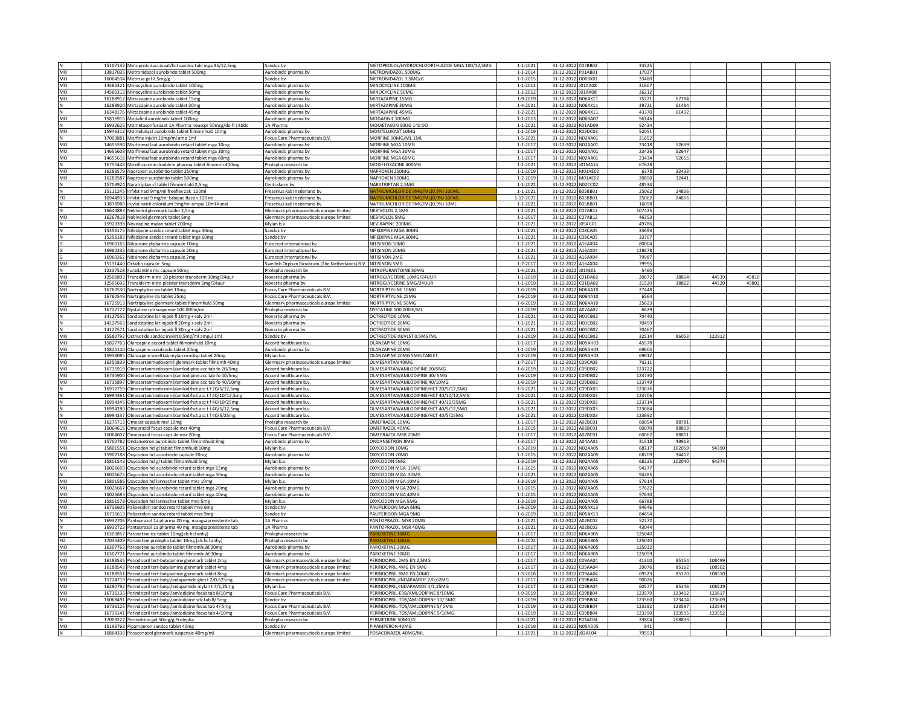| | | | | | | | | | | | | | |
|---|---|---|---|---|---|---|---|---|---|---|---|---|---|
| N | 15107132 | Metoprololsuccinaat/hct sandoz tabl mga 95/12,5mg | Sandoz bv | METOPROLOL/HYDROCHLOORTHIAZIDE MGA 100/12,5MG | 1-1-2021 | 31-12-2022 | C07BB02 | 34525 | | | | | |
| MO | 13817035 | Metronidazol aurobindo tablet 500mg | Aurobindo pharma bv | METRONIDAZOL 500MG | 1-1-2014 | 31-12-2022 | P01AB01 | 17027 | | | | | |
| MO | 16064534 | Metrosa gel 7,5mg/g | Sandoz bv | METRONIDAZOL 7,5MG/G | 1-1-2015 | 31-12-2022 | D06BX01 | 33480 | | | | | |
| MO | 14560321 | Minocycline aurobindo tablet 100mg | Aurobindo pharma bv | MINOCYCLINE 100MG | 1-1-2012 | 31-12-2022 | J01AA08 | 31607 | | | | | |
| MO | 14560313 | Minocycline aurobindo tablet 50mg | Aurobindo pharma bv | MINOCYCLINE 50MG | 1-1-2012 | 31-12-2022 | J01AA08 | 26212 | | | | | |
| MO | 16288912 | Mirtazapine aurobindo tablet 15mg | Aurobindo pharma bv | MIRTAZAPINE 15MG | 1-9-2019 | 31-12-2022 | N06AX11 | 75221 | 67784 | | | | |
| N | 16288920 | Mirtazapine aurobindo tablet 30mg | Aurobindo pharma bv | MIRTAZAPINE 30MG | 1-4-2021 | 31-12-2022 | N06AX11 | 39721 | 61484 | | | | |
| N | 16348176 | Mirtazapine aurobindo tablet 45mg | Aurobindo pharma bv | MIRTAZAPINE 45MG | 1-2-2021 | 31-12-2022 | N06AX11 | 43370 | 61492 | | | | |
| MO | 15816915 | Modafinil aurobindo tablet 100mg | Aurobindo pharma bv | MODAFINIL 100MG | 1-1-2013 | 31-12-2022 | N06BA07 | 56146 | | | | | |
| N | 16932625 | Mometasonfuroaat 1A Pharma neusspr 50mcg/do fl 140do | 1A Pharma | MOMETASON 50UG 140 DO | 1-1-2021 | 31-12-2022 | R01AD09 | 52434 | | | | | |
| MO | 15946312 | Montelukast aurobindo tablet filmomhuld 10mg | Aurobindo pharma bv | MONTELUKAST 10MG | 1-1-2019 | 31-12-2022 | R03DC03 | 52051 | | | | | |
| N | 17003881 | Morfine injvlst 10mg/ml amp 1ml | Focus Care Pharmaceuticals B.V. | MORFINE 10MG/ML 1ML | 1-5-2021 | 31-12-2022 | N02AA01 | 21652 | | | | | |
| MO | 14655594 | Morfinesulfaat aurobindo retard tablet mga 10mg | Aurobindo pharma bv | MORFINE MGA 10MG | 1-1-2017 | 31-12-2022 | N02AA01 | 23418 | 52639 | | | | |
| MO | 14655608 | Morfinesulfaat aurobindo retard tablet mga 30mg | Aurobindo pharma bv | MORFINE MGA 30MG | 1-1-2017 | 31-12-2022 | N02AA01 | 23426 | 52647 | | | | |
| MO | 14655616 | Morfinesulfaat aurobindo retard tablet mga 60mg | Aurobindo pharma bv | MORFINE MGA 60MG | 1-1-2017 | 31-12-2022 | N02AA01 | 23434 | 52655 | | | | |
| N | 16755448 | Moxifloxacine double-e pharma tablet filmomh 400mg | Prolepha research bv | MOXIFLOXACINE 400MG | 1-1-2021 | 31-12-2022 | J01MA14 | 67628 | | | | | |
| MO | 16289579 | Naproxen aurobindo tablet 250mg | Aurobindo pharma bv | NAPROXEN 250MG | 1-1-2019 | 31-12-2022 | M01AE02 | 6378 | 32433 | | | | |
| MO | 16289587 | Naproxen aurobindo tablet 500mg | Aurobindo pharma bv | NAPROXEN 500MG | 1-2-2019 | 31-12-2022 | M01AE02 | 20850 | 32441 | | | | |
| N | 15703924 | Naratriptan cf tablet filmomhuld 2,5mg | Centrafarm bv | NARATRIPTAN 2,5MG | 1-1-2021 | 31-12-2022 | N02CC02 | 48534 | | | | | |
| N | 15111245 | Infvlst nacl 9mg/ml freeflex zak 100ml | Fresenius kabi nederland bv | NATRIUMCHLORIDE 9MG/ML(0,9%) 100ML | 1-1-2021 | 31-12-2022 | B05BB01 | 25062 | 24856 | | | | |
| FO | 16944933 | Infvlst nacl 9 mg/ml kabipac flacon 100 ml | Fresenius kabi nederland bv | NATRIUMCHLORIDE 9MG/ML(0,9%) 100ML | 1-12-2021 | 31-12-2022 | B05BB01 | 25062 | 24856 | | | | |
| N | 13878980 | Injvlst natrii chloridum 9mg/ml ampul 10ml kunst | Fresenius kabi nederland bv | NATRIUMCHLORIDE 9MG/ML(0,9%) 10ML | 1-1-2021 | 31-12-2022 | B05BB01 | 16098 | | | | | |
| N | 16644883 | Nebivolol glenmark tablet 2,5mg | Glenmark pharmaceuticals europe limited | NEBIVOLOL 2,5MG | 1-1-2021 | 31-12-2022 | C07AB12 | 107425 | | | | | |
| MO | 16267818 | Nebivolol glenmark tablet 5mg | Glenmark pharmaceuticals europe limited | NEBIVOLOL 5MG | 1-1-2017 | 31-12-2022 | C07AB12 | 46353 | | | | | |
| N | 15923398 | Nevirapine mylan tablet 200mg | Mylan b.v. | NEVIRAPINE 200MG | 1-1-2021 | 31-12-2022 | J05AG01 | 49786 | | | | | |
| N | 15356175 | Nifedipine sandoz retard tablet mga 30mg | Sandoz bv | NIFEDIPINE MGA 30MG | 1-1-2021 | 31-12-2022 | C08CA05 | 33693 | | | | | |
| N | 15356183 | Nifedipine sandoz retard tablet mga 60mg | Sandoz bv | NIFEDIPINE MGA 60MG | 1-1-2021 | 31-12-2022 | C08CA05 | 33707 | | | | | |
| G | 16960165 | Nitisinone dipharma capsule 10mg | Eurocept international bv | NITISINON 10MG | 1-1-2021 | 31-12-2022 | A16AX04 | 80004 | | | | | |
| G | 16960335 | Nitisinone dipharma capsule 20mg | Eurocept international bv | NITISINON 20MG | 1-1-2021 | 31-12-2022 | A16AX04 | 128678 | | | | | |
| G | 16960262 | Nitisinone dipharma capsule 2mg | Eurocept international bv | NITISINON 2MG | 1-1-2021 | 31-12-2022 | A16AX04 | 79987 | | | | | |
| MO | 15131440 | Orfadin capsule 5mg | Swedish Orphan Biovitrum (The Netherlands) B.V. | NITISINON 5MG | 1-7-2017 | 31-12-2022 | A16AX04 | 79995 | | | | | |
| N | 12337528 | Furadantine mc capsule 50mg | Prolepha research bv | NITROFURANTOINE 50MG | 1-4-2021 | 31-12-2022 | J01XE01 | 5460 | | | | | |
| MO | 12506893 | Transiderm nitro 10 pleister transderm 10mg/24uur | Novartis pharma bv | NITROGLYCERINE 10MG/24UUR | 1-1-2019 | 31-12-2022 | C01DA02 | 20672 | 38814 | 44539 | 45810 | | |
| MO | 12505692 | Transiderm nitro pleister transderm 5mg/24uur | Novartis pharma bv | NITROGLYCERINE 5MG/24UUR | 1-1-2019 | 31-12-2022 | C01DA02 | 21520 | 38822 | 44520 | 45802 | | |
| MO | 16760530 | Nortriptyline ria tablet 10mg | Focus Care Pharmaceuticals B.V. | NORTRIPTYLINE 10MG | 1-6-2019 | 31-12-2022 | N06AA10 | 27448 | | | | | |
| MO | 16760549 | Nortriptyline ria tablet 25mg | Focus Care Pharmaceuticals B.V. | NORTRIPTYLINE 25MG | 1-6-2019 | 31-12-2022 | N06AA10 | 6564 | | | | | |
| MO | 16725913 | Nortriptyline glenmark tablet filmomhuld 50mg | Glenmark pharmaceuticals europe limited | NORTRIPTYLINE 50MG | 1-6-2019 | 31-12-2022 | N06AA10 | 25623 | | | | | |
| MO | 16727177 | Nystatine rph suspensie 100.000ie/ml | Prolepha research bv | NYSTATINE 100.000IE/ML | 1-1-2019 | 31-12-2022 | A07AA02 | 6629 | | | | | |
| N | 14127555 | Sandostatine lar injpdr fl 10mg + solv 2ml | Novartis pharma bv | OCTREOTIDE 10MG | 1-1-2021 | 31-12-2022 | H01CB02 | 70440 | | | | | |
| N | 14127563 | Sandostatine lar injpdr fl 20mg + solv 2ml | Novartis pharma bv | OCTREOTIDE 20MG | 1-1-2021 | 31-12-2022 | H01CB02 | 70459 | | | | | |
| N | 14127571 | Sandostatine lar injpdr fl 30mg + solv 2ml | Novartis pharma bv | OCTREOTIDE 30MG | 1-1-2021 | 31-12-2022 | H01CB02 | 70467 | | | | | |
| MO | 15580792 | Octreotide sandoz injvlst 0,5mg/ml ampul 1ml | Sandoz bv | OCTREOTIDE INJVLST 0,5MG/ML | 1-1-2019 | 31-12-2022 | H01CB02 | 32514 | 86053 | 122912 | | | |
| MO | 15827763 | Olanzapine accord tablet filmomhuld 10mg | Accord healthcare b.v. | OLANZAPINE 10MG | 1-1-2017 | 31-12-2022 | N05AH03 | 45578 | | | | | |
| MO | 15825140 | Olanzapine aurobindo tablet 20mg | Aurobindo pharma bv | OLANZAPINE 20MG | 1-1-2019 | 31-12-2022 | N05AH03 | 69604 | | | | | |
| MO | 15938085 | Olanzapine smelttab mylan orodisp tablet 20mg | Mylan b.v. | OLANZAPINE 20MG SMELTABLET | 1-2-2019 | 31-12-2022 | N05AH03 | 69612 | | | | | |
| MO | 16350839 | Olmesartanmedoxomil glenmark tablet filmomh 40mg | Glenmark pharmaceuticals europe limited | OLMESARTAN 40MG | 1-7-2017 | 31-12-2022 | C09CA08 | 70211 | | | | | |
| MO | 16735919 | Olmesartanmedoxomil/amlodipine acc tab fo 20/5mg | Accord healthcare b.v. | OLMESARTAN/AMLODIPINE 20/5MG | 1-6-2019 | 31-12-2022 | C09DB02 | 123722 | | | | | |
| MO | 16735900 | Olmesartanmedoxomil/amlodipine acc tab fo 40/5mg | Accord healthcare b.v. | OLMESARTAN/AMLODIPINE 40/ 5MG | 1-6-2019 | 31-12-2022 | C09DB02 | 123730 | | | | | |
| MO | 16735897 | Olmesartanmedoxomil/amlodipine acc tab fo 40/10mg | Accord healthcare b.v. | OLMESARTAN/AMLODIPINE 40/10MG | 1-6-2019 | 31-12-2022 | C09DB02 | 123749 | | | | | |
| N | 16972759 | Olmesartanmedoxomil/amlod/hct acc t f 20/5/12,5mg | Accord healthcare b.v. | OLMESARTAN/AMLODIPINE/HCT 20/5/12,5MG | 1-5-2021 | 31-12-2022 | C09DX03 | 123676 | | | | | |
| N | 16994361 | Olmesartanmedoxomil/amlod/hct acc t f 40/10/12,5mg | Accord healthcare b.v. | OLMESARTAN/AMLODIPINE/HCT 40/10/12,5MG | 1-5-2021 | 31-12-2022 | C09DX03 | 123706 | | | | | |
| N | 16994345 | Olmesartanmedoxomil/amlod/hct acc t f 40/10/25mg | Accord healthcare b.v. | OLMESARTAN/AMLODIPINE/HCT 40/10/25MG | 1-5-2021 | 31-12-2022 | C09DX03 | 123714 | | | | | |
| N | 16994280 | Olmesartanmedoxomil/amlod/hct acc t f 40/5/12,5mg | Accord healthcare b.v. | OLMESARTAN/AMLODIPINE/HCT 40/5/12,5MG | 1-5-2021 | 31-12-2022 | C09DX03 | 123684 | | | | | |
| N | 16994337 | Olmesartanmedoxomil/amlod/hct acc t f 40/5/25mg | Accord healthcare b.v. | OLMESARTAN/AMLODIPINE/HCT 40/5/25MG | 1-5-2021 | 31-12-2022 | C09DX03 | 123692 | | | | | |
| MO | 16275713 | Omecat capsule msr 10mg | Prolepha research bv | OMEPRAZOL 10MG | 1-1-2017 | 31-12-2022 | A02BC01 | 60054 | 88781 | | | | |
| MO | 16064615 | Omeprazol focus capsule msr 40mg | Focus Care Pharmaceuticals B.V. | OMEPRAZOL 40MG | 1-1-2015 | 31-12-2022 | A02BC01 | 60070 | 88803 | | | | |
| MO | 16064607 | Omeprazol focus capsule msr 20mg | Focus Care Pharmaceuticals B.V. | OMEPRAZOL MSR 20MG | 1-1-2017 | 31-12-2022 | A02BC01 | 60062 | 88811 | | | | |
| MO | 15702782 | Ondansetron aurobindo tablet filmomhuld 8mg | Aurobindo pharma bv | ONDANSETRON 8MG | 1-3-2017 | 31-12-2022 | A04AA01 | 31518 | 49913 | | | | |
| MO | 15801551 | Oxycodon hcl gl tablet filmomhuld 10mg | Mylan b.v. | OXYCODON 10MG | 1-3-2019 | 31-12-2022 | N02AA05 | 68217 | 102059 | 94390 | | | |
| MO | 15902188 | Oxycodon hcl aurobindo capsule 20mg | Aurobindo pharma bv | OXYCODON 20MG | 1-1-2015 | 31-12-2022 | N02AA05 | 68209 | 94412 | | | | |
| MO | 15801543 | Oxycodon hcl gl tablet filmomhuld 5mg | Mylan b.v. | OXYCODON 5MG | 1-3-2019 | 31-12-2022 | N02AA05 | 68225 | 102040 | 94374 | | | |
| MO | 16026659 | Oxycodon hcl aurobindo retard tablet mga 15mg | Aurobindo pharma bv | OXYCODON MGA 15MG | 1-1-2015 | 31-12-2022 | N02AA05 | 94277 | | | | | |
| N | 16026675 | Oxycodon hcl aurobindo retard tablet mga 30mg | Aurobindo pharma bv | OXYCODON MGA 30MG | 1-1-2021 | 31-12-2022 | N02AA05 | 94285 | | | | | |
| MO | 15801586 | Oxycodon hcl lannacher tablet mva 10mg | Mylan b.v. | OXYCODON MGA 10MG | 1-3-2019 | 31-12-2022 | N02AA05 | 57614 | | | | | |
| MO | 16026667 | Oxycodon hcl aurobindo retard tablet mga 20mg | Aurobindo pharma bv | OXYCODON MGA 20MG | 1-1-2015 | 31-12-2022 | N02AA05 | 57622 | | | | | |
| MO | 16026683 | Oxycodon hcl aurobindo retard tablet mga 40mg | Aurobindo pharma bv | OXYCODON MGA 40MG | 1-1-2015 | 31-12-2022 | N02AA05 | 57630 | | | | | |
| MO | 15801578 | Oxycodon hcl lannacher tablet mva 5mg | Mylan b.v. | OXYCODON MGA 5MG | 1-3-2019 | 31-12-2022 | N02AA05 | 66788 | | | | | |
| MO | 16736605 | Paliperidon sandoz retard tablet mva 6mg | Sandoz bv | PALIPERIDON MGA 6MG | 1-6-2019 | 31-12-2022 | N05AX13 | 84646 | | | | | |
| MO | 16736613 | Paliperidon sandoz retard tablet mva 9mg | Sandoz bv | PALIPERIDON MGA 9MG | 1-6-2019 | 31-12-2022 | N05AX13 | 84654 | | | | | |
| N | 16932706 | Pantoprazol 1a pharma 20 mg, maagsapresistente tab | 1A Pharma | PANTOPRAZOL MSR 20MG | 1-1-2021 | 31-12-2022 | A02BC02 | 52272 | | | | | |
| N | 16932722 | Pantoprazol 1a pharma 40 mg, maagsapresistente tab | 1A Pharma | PANTOPRAZOL MSR 40MG | 1-1-2021 | 31-12-2022 | A02BC02 | 43044 | | | | | |
| MO | 16303857 | Paroxetine icc tablet 10mg(als hcl anhy) | Prolepha research bv | PAROXETINE 10MG | 1-1-2017 | 31-12-2022 | N06AB05 | 125040 | | | | | |
| FO | 17035309 | Paroxetine prolepha tablet 10mg (als hcl anhy) | Prolepha research bv | PAROXETINE 10MG | 1-4-2022 | 31-12-2022 | N06AB05 | 125040 | | | | | |
| MO | 16307763 | Paroxetine aurobindo tablet filmomhuld 20mg | Aurobindo pharma bv | PAROXETINE 20MG | 1-1-2017 | 31-12-2022 | N06AB05 | 125032 | | | | | |
| MO | 16307771 | Paroxetine aurobindo tablet filmomhuld 30mg | Aurobindo pharma bv | PAROXETINE 30MG | 1-1-2017 | 31-12-2022 | N06AB05 | 125059 | | | | | |
| MO | 16188535 | Perindopril tert-butylamine glenmark tablet 2mg | Glenmark pharmaceuticals europe limited | PERINDOPRIL 2MG EN 2,5MG | 1-1-2017 | 31-12-2022 | C09AA04 | 41300 | 85154 | 108499 | | | |
| MO | 16188543 | Perindopril tert-butylamine glenmark tablet 4mg | Glenmark pharmaceuticals europe limited | PERINDOPRIL 4MG EN 5MG | 1-1-2017 | 31-12-2022 | C09AA04 | 29076 | 85162 | 108502 | | | |
| MO | 16188551 | Perindopril tert-butylamine glenmark tablet 8mg | Glenmark pharmaceuticals europe limited | PERINDOPRIL 8MG EN 10MG | 1-3-2016 | 31-12-2022 | C09AA04 | 69523 | 85170 | 108510 | | | |
| MO | 15724719 | Perindopril tert-butyl/indapamide glen t 2/0,625mg | Glenmark pharmaceuticals europe limited | PERINDOPRIL/INDAPAMIDE 2/0,62MG | 1-1-2017 | 31-12-2022 | C09BA04 | 90026 | | | | | |
| MO | 16280792 | Perindopril tert-butyl/indapamide mylan t 4/1,25mg | Mylan b.v. | PERINDOPRIL/INDAPAMIDE 4/1,25MG | 1-1-2017 | 31-12-2022 | C09BA04 | 60577 | 85146 | 108529 | | | |
| MO | 16736133 | Perindopril tert-butyl/amlodipine focus tab 8/10mg | Focus Care Pharmaceuticals B.V. | PERINDOPRIL-ERB/AMLODIPINE 8/10MG | 1-9-2019 | 31-12-2022 | C09BB04 | 123579 | 123412 | 123617 | | | |
| MO | 16068491 | Perindopril tert-butyl/amlodipine sdz tab 8/ 5mg | Sandoz bv | PERINDOPRIL-TOS/AMLODIPINE 10/ 5MG | 1-1-2019 | 31-12-2022 | C09BB04 | 123560 | 123404 | 123609 | | | |
| MO | 16736125 | Perindopril tert-butyl/amlodipine focus tab 4/ 5mg | Focus Care Pharmaceuticals B.V. | PERINDOPRIL-TOS/AMLODIPINE 5/ 5MG | 1-1-2019 | 31-12-2022 | C09BB04 | 123382 | 123587 | 123544 | | | |
| MO | 16736141 | Perindopril tert-butyl/amlodipine focus tab 4/10mg | Focus Care Pharmaceuticals B.V. | PERINDOPRIL-TOS/AMLODIPINE 5/10MG | 1-1-2019 | 31-12-2022 | C09BB04 | 123390 | 123595 | 123552 | | | |
| N | 17009227 | Permetrine gel 50mg/g Prolepha | Prolepha research bv | PERMETRINE 50MG/G | 1-5-2021 | 31-12-2022 | P03AC04 | 33804 | 208833 | | | | |
| MO | 15196763 | Pipamperon sandoz tablet 40mg | Sandoz bv | PIPAMPERON 40MG | 1-1-2019 | 31-12-2022 | N05AD05 | 841 | | | | | |
| N | 16864336 | Posaconazol glenmark suspensie 40mg/ml | Glenmark pharmaceuticals europe limited | POSACONAZOL 40MG/ML | 1-1-2021 | 31-12-2022 | J02AC04 | 79553 | | | | | |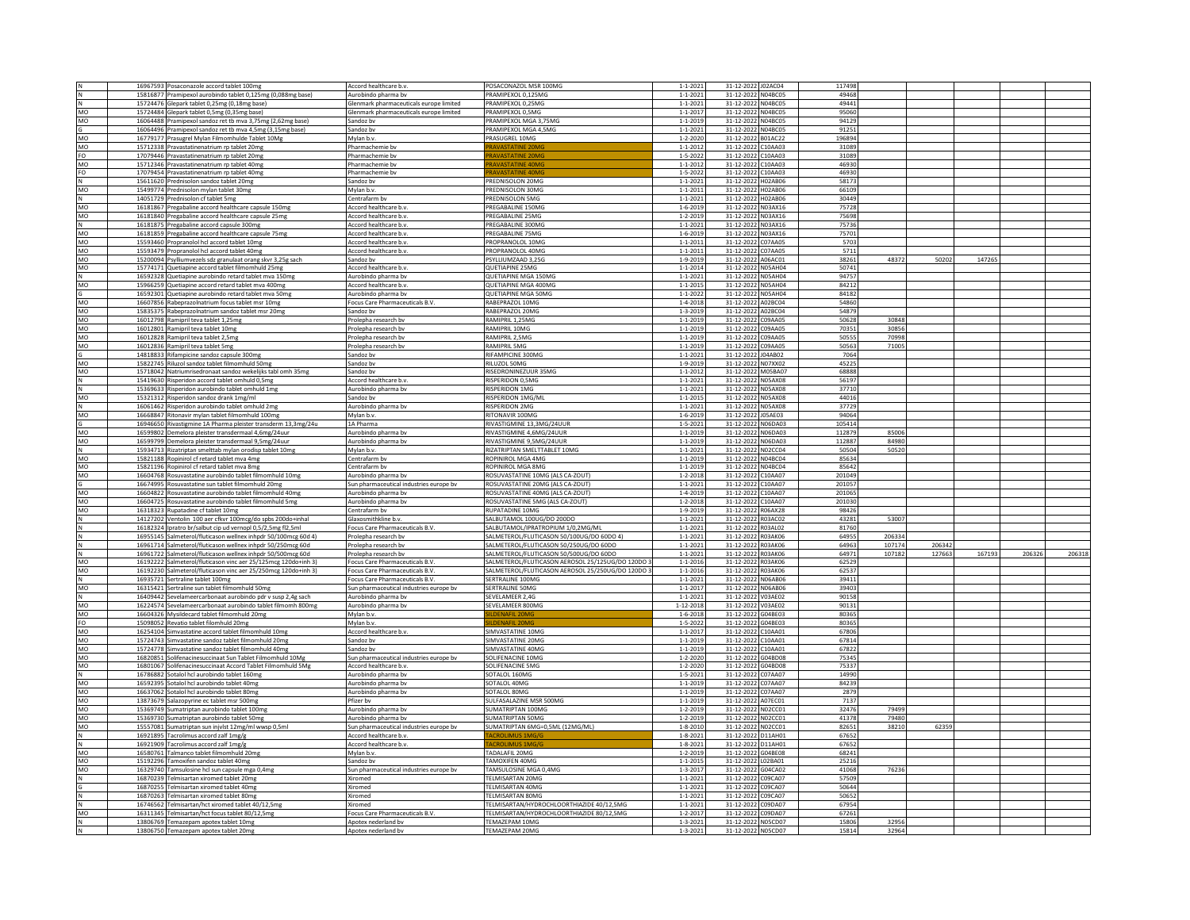| | | | | | | | | | | | | | |
|---|---|---|---|---|---|---|---|---|---|---|---|---|---|
| N | 16967593 | Posaconazole accord tablet 100mg | Accord healthcare b.v. | POSACONAZOL MSR 100MG | 1-1-2021 | 31-12-2022 | J02AC04 | 117498 | | | | | |
| N | 15816877 | Pramipexol aurobindo tablet 0,125mg (0,088mg base) | Aurobindo pharma bv | PRAMIPEXOL 0,125MG | 1-1-2021 | 31-12-2022 | N04BC05 | 49468 | | | | | |
| N | 15724476 | Glepark tablet 0,25mg (0,18mg base) | Glenmark pharmaceuticals europe limited | PRAMIPEXOL 0,25MG | 1-1-2021 | 31-12-2022 | N04BC05 | 49441 | | | | | |
| MO | 15724484 | Glepark tablet 0,5mg (0,35mg base) | Glenmark pharmaceuticals europe limited | PRAMIPEXOL 0,5MG | 1-1-2017 | 31-12-2022 | N04BC05 | 95060 | | | | | |
| MO | 16064488 | Pramipexol sandoz ret tb mva 3,75mg (2,62mg base) | Sandoz bv | PRAMIPEXOL MGA 3,75MG | 1-1-2019 | 31-12-2022 | N04BC05 | 94129 | | | | | |
| G | 16064496 | Pramipexol sandoz ret tb mva 4,5mg (3,15mg base) | Sandoz bv | PRAMIPEXOL MGA 4,5MG | 1-1-2021 | 31-12-2022 | N04BC05 | 91251 | | | | | |
| MO | 16779177 | Prasugrel Mylan Filmomhulde Tablet 10Mg | Mylan b.v. | PRASUGREL 10MG | 1-2-2020 | 31-12-2022 | B01AC22 | 196894 | | | | | |
| MO | 15712338 | Pravastatinenatrium rp tablet 20mg | Pharmachemie bv | PRAVASTATINE 20MG | 1-1-2012 | 31-12-2022 | C10AA03 | 31089 | | | | | |
| FO | 17079446 | Pravastatinenatrium rp tablet 20mg | Pharmachemie bv | PRAVASTATINE 20MG | 1-5-2022 | 31-12-2022 | C10AA03 | 31089 | | | | | |
| MO | 15712346 | Pravastatinenatrium rp tablet 40mg | Pharmachemie bv | PRAVASTATINE 40MG | 1-1-2012 | 31-12-2022 | C10AA03 | 46930 | | | | | |
| FO | 17079454 | Pravastatinenatrium rp tablet 40mg | Pharmachemie bv | PRAVASTATINE 40MG | 1-5-2022 | 31-12-2022 | C10AA03 | 46930 | | | | | |
| N | 15611620 | Prednisolon sandoz tablet 20mg | Sandoz bv | PREDNISOLON 20MG | 1-1-2021 | 31-12-2022 | H02AB06 | 58173 | | | | | |
| MO | 15499774 | Prednisolon mylan tablet 30mg | Mylan b.v. | PREDNISOLON 30MG | 1-1-2011 | 31-12-2022 | H02AB06 | 66109 | | | | | |
| N | 14051729 | Prednisolon cf tablet 5mg | Centrafarm bv | PREDNISOLON 5MG | 1-1-2021 | 31-12-2022 | H02AB06 | 30449 | | | | | |
| MO | 16181867 | Pregabaline accord healthcare capsule 150mg | Accord healthcare b.v. | PREGABALINE 150MG | 1-6-2019 | 31-12-2022 | N03AX16 | 75728 | | | | | |
| MO | 16181840 | Pregabaline accord healthcare capsule 25mg | Accord healthcare b.v. | PREGABALINE 25MG | 1-2-2019 | 31-12-2022 | N03AX16 | 75698 | | | | | |
| N | 16181875 | Pregabaline accord capsule 300mg | Accord healthcare b.v. | PREGABALINE 300MG | 1-1-2021 | 31-12-2022 | N03AX16 | 75736 | | | | | |
| MO | 16181859 | Pregabaline accord healthcare capsule 75mg | Accord healthcare b.v. | PREGABALINE 75MG | 1-6-2019 | 31-12-2022 | N03AX16 | 75701 | | | | | |
| MO | 15593460 | Propranolol hcl accord tablet 10mg | Accord healthcare b.v. | PROPRANOLOL 10MG | 1-1-2011 | 31-12-2022 | C07AA05 | 5703 | | | | | |
| MO | 15593479 | Propranolol hcl accord tablet 40mg | Accord healthcare b.v. | PROPRANOLOL 40MG | 1-1-2011 | 31-12-2022 | C07AA05 | 5711 | | | | | |
| MO | 15200094 | Psylliumvezels sdz granulaat orang skvr 3,25g sach | Sandoz bv | PSYLLIUMZAAD 3,25G | 1-9-2019 | 31-12-2022 | A06AC01 | 38261 | 48372 | 50202 | 147265 | | |
| MO | 15774171 | Quetiapine accord tablet filmomhuld 25mg | Accord healthcare b.v. | QUETIAPINE 25MG | 1-1-2014 | 31-12-2022 | N05AH04 | 50741 | | | | | |
| N | 16592328 | Quetiapine aurobindo retard tablet mva 150mg | Aurobindo pharma bv | QUETIAPINE MGA 150MG | 1-1-2021 | 31-12-2022 | N05AH04 | 94757 | | | | | |
| MO | 15966259 | Quetiapine accord retard tablet mva 400mg | Accord healthcare b.v. | QUETIAPINE MGA 400MG | 1-1-2015 | 31-12-2022 | N05AH04 | 84212 | | | | | |
| G | 16592301 | Quetiapine aurobindo retard tablet mva 50mg | Aurobindo pharma bv | QUETIAPINE MGA 50MG | 1-1-2022 | 31-12-2022 | N05AH04 | 84182 | | | | | |
| MO | 16607856 | Rabeprazolnatrium focus tablet msr 10mg | Focus Care Pharmaceuticals B.V. | RABEPRAZOL 10MG | 1-4-2018 | 31-12-2022 | A02BC04 | 54860 | | | | | |
| MO | 15835375 | Rabeprazolnatrium sandoz tablet msr 20mg | Sandoz bv | RABEPRAZOL 20MG | 1-3-2019 | 31-12-2022 | A02BC04 | 54879 | | | | | |
| MO | 16012798 | Ramipril teva tablet 1,25mg | Prolepha research bv | RAMIPRIL 1,25MG | 1-1-2019 | 31-12-2022 | C09AA05 | 50628 | 30848 | | | | |
| MO | 16012801 | Ramipril teva tablet 10mg | Prolepha research bv | RAMIPRIL 10MG | 1-1-2019 | 31-12-2022 | C09AA05 | 70351 | 30856 | | | | |
| MO | 16012828 | Ramipril teva tablet 2,5mg | Prolepha research bv | RAMIPRIL 2,5MG | 1-1-2019 | 31-12-2022 | C09AA05 | 50555 | 70998 | | | | |
| MO | 16012836 | Ramipril teva tablet 5mg | Prolepha research bv | RAMIPRIL 5MG | 1-1-2019 | 31-12-2022 | C09AA05 | 50563 | 71005 | | | | |
| G | 14818833 | Rifampicine sandoz capsule 300mg | Sandoz bv | RIFAMPICINE 300MG | 1-1-2021 | 31-12-2022 | J04AB02 | 7064 | | | | | |
| MO | 15822745 | Riluzol sandoz tablet filmomhuld 50mg | Sandoz bv | RILUZOL 50MG | 1-9-2019 | 31-12-2022 | N07XX02 | 45225 | | | | | |
| MO | 15718042 | Natriumrisedronaat sandoz wekelijks tabl omh 35mg | Sandoz bv | RISEDRONINEZUUR 35MG | 1-1-2012 | 31-12-2022 | M05BA07 | 68888 | | | | | |
| N | 15419630 | Risperidon accord tablet omhuld 0,5mg | Accord healthcare b.v. | RISPERIDON 0,5MG | 1-1-2021 | 31-12-2022 | N05AX08 | 56197 | | | | | |
| N | 15369633 | Risperidon aurobindo tablet omhuld 1mg | Aurobindo pharma bv | RISPERIDON 1MG | 1-1-2021 | 31-12-2022 | N05AX08 | 37710 | | | | | |
| MO | 15321312 | Risperidon sandoz drank 1mg/ml | Sandoz bv | RISPERIDON 1MG/ML | 1-1-2015 | 31-12-2022 | N05AX08 | 44016 | | | | | |
| N | 16061462 | Risperidon aurobindo tablet omhuld 2mg | Aurobindo pharma bv | RISPERIDON 2MG | 1-1-2021 | 31-12-2022 | N05AX08 | 37729 | | | | | |
| MO | 16668847 | Ritonavir mylan tablet filmomhuld 100mg | Mylan b.v. | RITONAVIR 100MG | 1-6-2019 | 31-12-2022 | J05AE03 | 94064 | | | | | |
| G | 16946650 | Rivastigmine 1A Pharma pleister transderm 13,3mg/24u | 1A Pharma | RIVASTIGMINE 13,3MG/24UUR | 1-5-2021 | 31-12-2022 | N06DA03 | 105414 | | | | | |
| MO | 16599802 | Demelora pleister transdermaal 4,6mg/24uur | Aurobindo pharma bv | RIVASTIGMINE 4,6MG/24UUR | 1-1-2019 | 31-12-2022 | N06DA03 | 112879 | 85006 | | | | |
| MO | 16599799 | Demelora pleister transdermaal 9,5mg/24uur | Aurobindo pharma bv | RIVASTIGMINE 9,5MG/24UUR | 1-1-2019 | 31-12-2022 | N06DA03 | 112887 | 84980 | | | | |
| N | 15934713 | Rizatriptan smelttab mylan orodisp tablet 10mg | Mylan b.v. | RIZATRIPTAN SMELTTABLET 10MG | 1-1-2021 | 31-12-2022 | N02CC04 | 50504 | 50520 | | | | |
| MO | 15821188 | Ropinirol cf retard tablet mva 4mg | Centrafarm bv | ROPINIROL MGA 4MG | 1-1-2019 | 31-12-2022 | N04BC04 | 85634 | | | | | |
| MO | 15821196 | Ropinirol cf retard tablet mva 8mg | Centrafarm bv | ROPINIROL MGA 8MG | 1-1-2019 | 31-12-2022 | N04BC04 | 85642 | | | | | |
| MO | 16604768 | Rosuvastatine aurobindo tablet filmomhuld 10mg | Aurobindo pharma bv | ROSUVASTATINE 10MG (ALS CA-ZOUT) | 1-2-2018 | 31-12-2022 | C10AA07 | 201049 | | | | | |
| G | 16674995 | Rosuvastatine sun tablet filmomhuld 20mg | Sun pharmaceutical industries europe bv | ROSUVASTATINE 20MG (ALS CA-ZOUT) | 1-1-2021 | 31-12-2022 | C10AA07 | 201057 | | | | | |
| MO | 16604822 | Rosuvastatine aurobindo tablet filmomhuld 40mg | Aurobindo pharma bv | ROSUVASTATINE 40MG (ALS CA-ZOUT) | 1-4-2019 | 31-12-2022 | C10AA07 | 201065 | | | | | |
| MO | 16604725 | Rosuvastatine aurobindo tablet filmomhuld 5mg | Aurobindo pharma bv | ROSUVASTATINE 5MG (ALS CA-ZOUT) | 1-2-2018 | 31-12-2022 | C10AA07 | 201030 | | | | | |
| MO | 16318323 | Rupatadine cf tablet 10mg | Centrafarm bv | RUPATADINE 10MG | 1-9-2019 | 31-12-2022 | R06AX28 | 98426 | | | | | |
| N | 14127202 | Ventolin 100 aer cfkvr 100mcg/do spbs 200do+inhal | Glaxosmithkline b.v. | SALBUTAMOL 100UG/DO 200DO | 1-1-2021 | 31-12-2022 | R03AC02 | 43281 | 53007 | | | | |
| N | 16182324 | Ipratro br/salbut cip ud vernopl 0,5/2,5mg fl2,5ml | Focus Care Pharmaceuticals B.V. | SALBUTAMOL/IPRATROPIUM 1/0,2MG/ML | 1-1-2021 | 31-12-2022 | R03AL02 | 81760 | | | | | |
| N | 16955145 | Salmeterol/fluticason wellnex inhpdr 50/100mcg 60d 4) | Prolepha research bv | SALMETEROL/FLUTICASON 50/100UG/DO 60DO 4) | 1-1-2021 | 31-12-2022 | R03AK06 | 64955 | 206334 | | | | |
| N | 16961714 | Salmeterol/fluticason wellnex inhpdr 50/250mcg 60d | Prolepha research bv | SALMETEROL/FLUTICASON 50/250UG/DO 60DO | 1-1-2021 | 31-12-2022 | R03AK06 | 64963 | 107174 | 206342 | | | |
| N | 16961722 | Salmeterol/fluticason wellnex inhpdr 50/500mcg 60d | Prolepha research bv | SALMETEROL/FLUTICASON 50/500UG/DO 60DO | 1-1-2021 | 31-12-2022 | R03AK06 | 64971 | 107182 | 127663 | 167193 | 206326 | 206318 |
| MO | 16192222 | Salmeterol/fluticason vinc aer 25/125mcg 120do+inh 3) | Focus Care Pharmaceuticals B.V. | SALMETEROL/FLUTICASON AEROSOL 25/125UG/DO 120DO 3 | 1-1-2016 | 31-12-2022 | R03AK06 | 62529 | | | | | |
| MO | 16192230 | Salmeterol/fluticason vinc aer 25/250mcg 120do+inh 3) | Focus Care Pharmaceuticals B.V. | SALMETEROL/FLUTICASON AEROSOL 25/250UG/DO 120DO 3 | 1-1-2016 | 31-12-2022 | R03AK06 | 62537 | | | | | |
| N | 16935721 | Sertraline tablet 100mg | Focus Care Pharmaceuticals B.V. | SERTRALINE 100MG | 1-1-2021 | 31-12-2022 | N06AB06 | 39411 | | | | | |
| MO | 16315421 | Sertraline sun tablet filmomhuld 50mg | Sun pharmaceutical industries europe bv | SERTRALINE 50MG | 1-1-2017 | 31-12-2022 | N06AB06 | 39403 | | | | | |
| N | 16409442 | Sevelameercarbonaat aurobindo pdr v susp 2,4g sach | Aurobindo pharma bv | SEVELAMEER 2,4G | 1-1-2021 | 31-12-2022 | V03AE02 | 90158 | | | | | |
| MO | 16224574 | Sevelameercarbonaat aurobindo tablet filmomh 800mg | Aurobindo pharma bv | SEVELAMEER 800MG | 1-12-2018 | 31-12-2022 | V03AE02 | 90131 | | | | | |
| MO | 16604326 | Mysildecard tablet filmomhuld 20mg | Mylan b.v. | SILDENAFIL 20MG | 1-6-2018 | 31-12-2022 | G04BE03 | 80365 | | | | | |
| FO | 15098052 | Revatio tablet filomhuld 20mg | Mylan b.v. | SILDENAFIL 20MG | 1-5-2022 | 31-12-2022 | G04BE03 | 80365 | | | | | |
| MO | 16254104 | Simvastatine accord tablet filmomhuld 10mg | Accord healthcare b.v. | SIMVASTATINE 10MG | 1-1-2017 | 31-12-2022 | C10AA01 | 67806 | | | | | |
| MO | 15724743 | Simvastatine sandoz tablet filmomhuld 20mg | Sandoz bv | SIMVASTATINE 20MG | 1-1-2019 | 31-12-2022 | C10AA01 | 67814 | | | | | |
| MO | 15724778 | Simvastatine sandoz tablet filmomhuld 40mg | Sandoz bv | SIMVASTATINE 40MG | 1-1-2019 | 31-12-2022 | C10AA01 | 67822 | | | | | |
| MO | 16820851 | Solifenacinesuccinaat Sun Tablet Filmomhuld 10Mg | Sun pharmaceutical industries europe bv | SOLIFENACINE 10MG | 1-2-2020 | 31-12-2022 | G04BD08 | 75345 | | | | | |
| MO | 16801067 | Solifenacinesuccinaat Accord Tablet Filmomhuld 5Mg | Accord healthcare b.v. | SOLIFENACINE 5MG | 1-2-2020 | 31-12-2022 | G04BD08 | 75337 | | | | | |
| N | 16786882 | Sotalol hcl aurobindo tablet 160mg | Aurobindo pharma bv | SOTALOL 160MG | 1-5-2021 | 31-12-2022 | C07AA07 | 14990 | | | | | |
| MO | 16592395 | Sotalol hcl aurobindo tablet 40mg | Aurobindo pharma bv | SOTALOL 40MG | 1-1-2019 | 31-12-2022 | C07AA07 | 84239 | | | | | |
| MO | 16637062 | Sotalol hcl aurobindo tablet 80mg | Aurobindo pharma bv | SOTALOL 80MG | 1-1-2019 | 31-12-2022 | C07AA07 | 2879 | | | | | |
| MO | 13873679 | Salazopyrine ec tablet msr 500mg | Pfizer bv | SULFASALAZINE MSR 500MG | 1-1-2019 | 31-12-2022 | A07EC01 | 7137 | | | | | |
| MO | 15369749 | Sumatriptan aurobindo tablet 100mg | Aurobindo pharma bv | SUMATRIPTAN 100MG | 1-2-2019 | 31-12-2022 | N02CC01 | 32476 | 79499 | | | | |
| MO | 15369730 | Sumatriptan aurobindo tablet 50mg | Aurobindo pharma bv | SUMATRIPTAN 50MG | 1-2-2019 | 31-12-2022 | N02CC01 | 41378 | 79480 | | | | |
| MO | 15557081 | Sumatriptan sun injvlst 12mg/ml wwsp 0,5ml | Sun pharmaceutical industries europe bv | SUMATRIPTAN 6MG=0,5ML (12MG/ML) | 1-8-2010 | 31-12-2022 | N02CC01 | 82651 | 38210 | 62359 | | | |
| N | 16921895 | Tacrolimus accord zalf 1mg/g | Accord healthcare b.v. | TACROLIMUS 1MG/G | 1-8-2021 | 31-12-2022 | D11AH01 | 67652 | | | | | |
| N | 16921909 | Tacrolimus accord zalf 1mg/g | Accord healthcare b.v. | TACROLIMUS 1MG/G | 1-8-2021 | 31-12-2022 | D11AH01 | 67652 | | | | | |
| MO | 16580761 | Talmanco tablet filmomhuld 20mg | Mylan b.v. | TADALAFIL 20MG | 1-2-2019 | 31-12-2022 | G04BE08 | 68241 | | | | | |
| MO | 15192296 | Tamoxifen sandoz tablet 40mg | Sandoz bv | TAMOXIFEN 40MG | 1-1-2015 | 31-12-2022 | L02BA01 | 25216 | | | | | |
| MO | 16329740 | Tamsulosine hcl sun capsule mga 0,4mg | Sun pharmaceutical industries europe bv | TAMSULOSINE MGA 0,4MG | 1-3-2017 | 31-12-2022 | G04CA02 | 41068 | 76236 | | | | |
| N | 16870239 | Telmisartan xiromed tablet 20mg | Xiromed | TELMISARTAN 20MG | 1-1-2021 | 31-12-2022 | C09CA07 | 57509 | | | | | |
| G | 16870255 | Telmisartan xiromed tablet 40mg | Xiromed | TELMISARTAN 40MG | 1-1-2021 | 31-12-2022 | C09CA07 | 50644 | | | | | |
| N | 16870263 | Telmisartan xiromed tablet 80mg | Xiromed | TELMISARTAN 80MG | 1-1-2021 | 31-12-2022 | C09CA07 | 50652 | | | | | |
| N | 16746562 | Telmisartan/hct xiromed tablet 40/12,5mg | Xiromed | TELMISARTAN/HYDROCHLOORTHIAZIDE 40/12,5MG | 1-1-2021 | 31-12-2022 | C09DA07 | 67954 | | | | | |
| MO | 16311345 | Telmisartan/hct focus tablet 80/12,5mg | Focus Care Pharmaceuticals B.V. | TELMISARTAN/HYDROCHLOORTHIAZIDE 80/12,5MG | 1-2-2017 | 31-12-2022 | C09DA07 | 67261 | | | | | |
| N | 13806769 | Temazepam apotex tablet 10mg | Apotex nederland bv | TEMAZEPAM 10MG | 1-3-2021 | 31-12-2022 | N05CD07 | 15806 | 32956 | | | | |
| N | 13806750 | Temazepam apotex tablet 20mg | Apotex nederland bv | TEMAZEPAM 20MG | 1-3-2021 | 31-12-2022 | N05CD07 | 15814 | 32964 | | | | |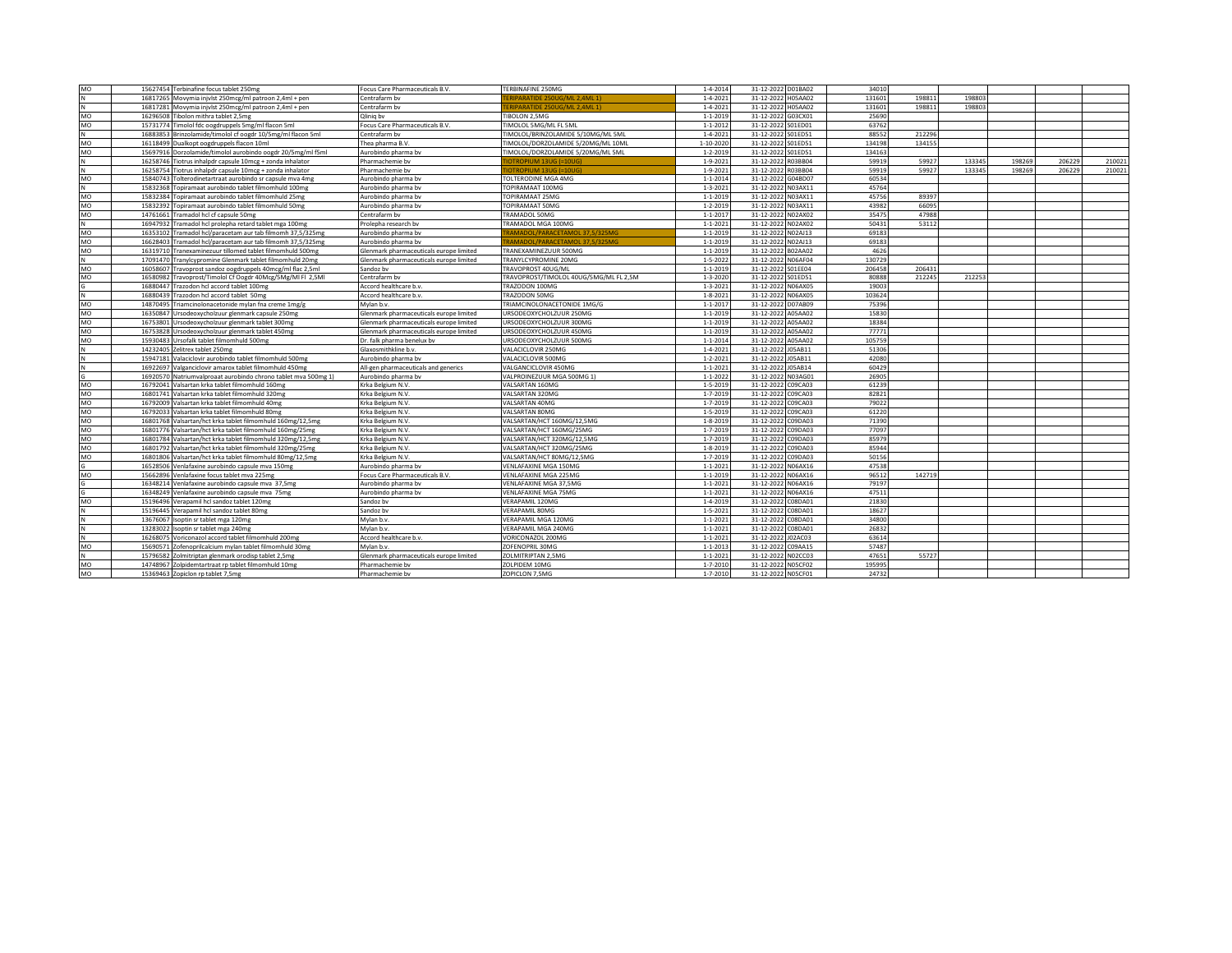| | | | | | | | | | | | | | |
|---|---|---|---|---|---|---|---|---|---|---|---|---|---|
| MO | 15627454 | Terbinafine focus tablet 250mg | Focus Care Pharmaceuticals B.V. | TERBINAFINE 250MG | 1-4-2014 | 31-12-2022 | D01BA02 | 34010 | | | | | |
| N | 16817265 | Movymia injvlst 250mcg/ml patroon 2,4ml + pen | Centrafarm bv | TERIPARATIDE 250UG/ML 2,4ML 1) | 1-4-2021 | 31-12-2022 | H05AA02 | 131601 | 198811 | 198803 | | | |
| N | 16817281 | Movymia injvlst 250mcg/ml patroon 2,4ml + pen | Centrafarm bv | TERIPARATIDE 250UG/ML 2,4ML 1) | 1-4-2021 | 31-12-2022 | H05AA02 | 131601 | 198811 | 198803 | | | |
| MO | 16296508 | Tibolon mithra tablet 2,5mg | Qliniq bv | TIBOLON 2,5MG | 1-1-2019 | 31-12-2022 | G03CX01 | 25690 | | | | | |
| MO | 15731774 | Timolol fdc oogdruppels 5mg/ml flacon 5ml | Focus Care Pharmaceuticals B.V. | TIMOLOL 5MG/ML FL 5ML | 1-1-2012 | 31-12-2022 | S01ED01 | 63762 | | | | | |
| N | 16883853 | Brinzolamide/timolol cf oogdr 10/5mg/ml flacon 5ml | Centrafarm bv | TIMOLOL/BRINZOLAMIDE 5/10MG/ML 5ML | 1-4-2021 | 31-12-2022 | S01ED51 | 88552 | 212296 | | | | |
| MO | 16118499 | Dualkopt oogdruppels flacon 10ml | Thea pharma B.V. | TIMOLOL/DORZOLAMIDE 5/20MG/ML 10ML | 1-10-2020 | 31-12-2022 | S01ED51 | 134198 | 134155 | | | | |
| MO | 15697916 | Dorzolamide/timolol aurobindo oogdr 20/5mg/ml f5ml | Aurobindo pharma bv | TIMOLOL/DORZOLAMIDE 5/20MG/ML 5ML | 1-2-2019 | 31-12-2022 | S01ED51 | 134163 | | | | | |
| N | 16258746 | Tiotrus inhalpdr capsule 10mcg + zonda inhalator | Pharmachemie bv | TIOTROPIUM 13UG (=10UG) | 1-9-2021 | 31-12-2022 | R03BB04 | 59919 | 59927 | 133345 | 198269 | 206229 | 210021 |
| N | 16258754 | Tiotrus inhalpdr capsule 10mcg + zonda inhalator | Pharmachemie bv | TIOTROPIUM 13UG (=10UG) | 1-9-2021 | 31-12-2022 | R03BB04 | 59919 | 59927 | 133345 | 198269 | 206229 | 210021 |
| MO | 15840743 | Tolterodinetartraat aurobindo sr capsule mva 4mg | Aurobindo pharma bv | TOLTERODINE MGA 4MG | 1-1-2014 | 31-12-2022 | G04BD07 | 60534 | | | | | |
| N | 15832368 | Topiramaat aurobindo tablet filmomhuld 100mg | Aurobindo pharma bv | TOPIRAMAAT 100MG | 1-3-2021 | 31-12-2022 | N03AX11 | 45764 | | | | | |
| MO | 15832384 | Topiramaat aurobindo tablet filmomhuld 25mg | Aurobindo pharma bv | TOPIRAMAAT 25MG | 1-1-2019 | 31-12-2022 | N03AX11 | 45756 | 89397 | | | | |
| MO | 15832392 | Topiramaat aurobindo tablet filmomhuld 50mg | Aurobindo pharma bv | TOPIRAMAAT 50MG | 1-2-2019 | 31-12-2022 | N03AX11 | 43982 | 66095 | | | | |
| MO | 14761661 | Tramadol hcl cf capsule 50mg | Centrafarm bv | TRAMADOL 50MG | 1-1-2017 | 31-12-2022 | N02AX02 | 35475 | 47988 | | | | |
| N | 16947932 | Tramadol hcl prolepha retard tablet mga 100mg | Prolepha research bv | TRAMADOL MGA 100MG | 1-1-2021 | 31-12-2022 | N02AX02 | 50431 | 53112 | | | | |
| MO | 16353102 | Tramadol hcl/paracetam aur tab filmomh 37,5/325mg | Aurobindo pharma bv | TRAMADOL/PARACETAMOL 37,5/325MG | 1-1-2019 | 31-12-2022 | N02AJ13 | 69183 | | | | | |
| MO | 16628403 | Tramadol hcl/paracetam aur tab filmomh 37,5/325mg | Aurobindo pharma bv | TRAMADOL/PARACETAMOL 37,5/325MG | 1-1-2019 | 31-12-2022 | N02AJ13 | 69183 | | | | | |
| MO | 16319710 | Tranexaminezuur tillomed tablet filmomhuld 500mg | Glenmark pharmaceuticals europe limited | TRANEXAMINEZUUR 500MG | 1-1-2019 | 31-12-2022 | B02AA02 | 4626 | | | | | |
| N | 17091470 | Tranylcypromine Glenmark tablet filmomhuld 20mg | Glenmark pharmaceuticals europe limited | TRANYLCYPROMINE 20MG | 1-5-2022 | 31-12-2022 | N06AF04 | 130729 | | | | | |
| MO | 16058607 | Travoprost sandoz oogdruppels 40mcg/ml flac 2,5ml | Sandoz bv | TRAVOPROST 40UG/ML | 1-1-2019 | 31-12-2022 | S01EE04 | 206458 | 206431 | | | | |
| MO | 16580982 | Travoprost/Timolol Cf Oogdr 40Mcg/5Mg/Ml Fl 2,5Ml | Centrafarm bv | TRAVOPROST/TIMOLOL 40UG/5MG/ML FL 2,5M | 1-3-2020 | 31-12-2022 | S01ED51 | 80888 | 212245 | 212253 | | | |
| G | 16880447 | Trazodon hcl accord tablet 100mg | Accord healthcare b.v. | TRAZODON 100MG | 1-3-2021 | 31-12-2022 | N06AX05 | 19003 | | | | | |
| N | 16880439 | Trazodon hcl accord tablet 50mg | Accord healthcare b.v. | TRAZODON 50MG | 1-8-2021 | 31-12-2022 | N06AX05 | 103624 | | | | | |
| MO | 14870495 | Triamcinolonacetonide mylan fna creme 1mg/g | Mylan b.v. | TRIAMCINOLONACETONIDE 1MG/G | 1-1-2017 | 31-12-2022 | D07AB09 | 75396 | | | | | |
| MO | 16350847 | Ursodeoxycholzuur glenmark capsule 250mg | Glenmark pharmaceuticals europe limited | URSODEOXYCHOLZUUR 250MG | 1-1-2019 | 31-12-2022 | A05AA02 | 15830 | | | | | |
| MO | 16753801 | Ursodeoxycholzuur glenmark tablet 300mg | Glenmark pharmaceuticals europe limited | URSODEOXYCHOLZUUR 300MG | 1-1-2019 | 31-12-2022 | A05AA02 | 18384 | | | | | |
| MO | 16753828 | Ursodeoxycholzuur glenmark tablet 450mg | Glenmark pharmaceuticals europe limited | URSODEOXYCHOLZUUR 450MG | 1-1-2019 | 31-12-2022 | A05AA02 | 77771 | | | | | |
| MO | 15930483 | Ursofalk tablet filmomhuld 500mg | Dr. falk pharma benelux bv | URSODEOXYCHOLZUUR 500MG | 1-1-2014 | 31-12-2022 | A05AA02 | 105759 | | | | | |
| N | 14232405 | Zelitrex tablet 250mg | Glaxosmithkline b.v. | VALACICLOVIR 250MG | 1-4-2021 | 31-12-2022 | J05AB11 | 51306 | | | | | |
| N | 15947181 | Valaciclovir aurobindo tablet filmomhuld 500mg | Aurobindo pharma bv | VALACICLOVIR 500MG | 1-2-2021 | 31-12-2022 | J05AB11 | 42080 | | | | | |
| N | 16922697 | Valganciclovir amarox tablet filmomhuld 450mg | All-gen pharmaceuticals and generics | VALGANCICLOVIR 450MG | 1-1-2021 | 31-12-2022 | J05AB14 | 60429 | | | | | |
| G | 16920570 | Natriumvalproaat aurobindo chrono tablet mva 500mg 1) | Aurobindo pharma bv | VALPROINEZUUR MGA 500MG 1) | 1-1-2022 | 31-12-2022 | N03AG01 | 26905 | | | | | |
| MO | 16792041 | Valsartan krka tablet filmomhuld 160mg | Krka Belgium N.V. | VALSARTAN 160MG | 1-5-2019 | 31-12-2022 | C09CA03 | 61239 | | | | | |
| MO | 16801741 | Valsartan krka tablet filmomhuld 320mg | Krka Belgium N.V. | VALSARTAN 320MG | 1-7-2019 | 31-12-2022 | C09CA03 | 82821 | | | | | |
| MO | 16792009 | Valsartan krka tablet filmomhuld 40mg | Krka Belgium N.V. | VALSARTAN 40MG | 1-7-2019 | 31-12-2022 | C09CA03 | 79022 | | | | | |
| MO | 16792033 | Valsartan krka tablet filmomhuld 80mg | Krka Belgium N.V. | VALSARTAN 80MG | 1-5-2019 | 31-12-2022 | C09CA03 | 61220 | | | | | |
| MO | 16801768 | Valsartan/hct krka tablet filmomhuld 160mg/12,5mg | Krka Belgium N.V. | VALSARTAN/HCT 160MG/12,5MG | 1-8-2019 | 31-12-2022 | C09DA03 | 71390 | | | | | |
| MO | 16801776 | Valsartan/hct krka tablet filmomhuld 160mg/25mg | Krka Belgium N.V. | VALSARTAN/HCT 160MG/25MG | 1-7-2019 | 31-12-2022 | C09DA03 | 77097 | | | | | |
| MO | 16801784 | Valsartan/hct krka tablet filmomhuld 320mg/12,5mg | Krka Belgium N.V. | VALSARTAN/HCT 320MG/12,5MG | 1-7-2019 | 31-12-2022 | C09DA03 | 85979 | | | | | |
| MO | 16801792 | Valsartan/hct krka tablet filmomhuld 320mg/25mg | Krka Belgium N.V. | VALSARTAN/HCT 320MG/25MG | 1-8-2019 | 31-12-2022 | C09DA03 | 85944 | | | | | |
| MO | 16801806 | Valsartan/hct krka tablet filmomhuld 80mg/12,5mg | Krka Belgium N.V. | VALSARTAN/HCT 80MG/12,5MG | 1-7-2019 | 31-12-2022 | C09DA03 | 50156 | | | | | |
| G | 16528506 | Venlafaxine aurobindo capsule mva 150mg | Aurobindo pharma bv | VENLAFAXINE MGA 150MG | 1-1-2021 | 31-12-2022 | N06AX16 | 47538 | | | | | |
| MO | 15662896 | Venlafaxine focus tablet mva 225mg | Focus Care Pharmaceuticals B.V. | VENLAFAXINE MGA 225MG | 1-1-2019 | 31-12-2022 | N06AX16 | 96512 | 142719 | | | | |
| G | 16348214 | Venlafaxine aurobindo capsule mva 37,5mg | Aurobindo pharma bv | VENLAFAXINE MGA 37,5MG | 1-1-2021 | 31-12-2022 | N06AX16 | 79197 | | | | | |
| G | 16348249 | Venlafaxine aurobindo capsule mva 75mg | Aurobindo pharma bv | VENLAFAXINE MGA 75MG | 1-1-2021 | 31-12-2022 | N06AX16 | 47511 | | | | | |
| MO | 15196496 | Verapamil hcl sandoz tablet 120mg | Sandoz bv | VERAPAMIL 120MG | 1-4-2019 | 31-12-2022 | C08DA01 | 21830 | | | | | |
| N | 15196445 | Verapamil hcl sandoz tablet 80mg | Sandoz bv | VERAPAMIL 80MG | 1-5-2021 | 31-12-2022 | C08DA01 | 18627 | | | | | |
| N | 13676067 | Isoptin sr tablet mga 120mg | Mylan b.v. | VERAPAMIL MGA 120MG | 1-1-2021 | 31-12-2022 | C08DA01 | 34800 | | | | | |
| N | 13283022 | Isoptin sr tablet mga 240mg | Mylan b.v. | VERAPAMIL MGA 240MG | 1-1-2021 | 31-12-2022 | C08DA01 | 26832 | | | | | |
| N | 16268075 | Voriconazol accord tablet filmomhuld 200mg | Accord healthcare b.v. | VORICONAZOL 200MG | 1-1-2021 | 31-12-2022 | J02AC03 | 63614 | | | | | |
| MO | 15690571 | Zofenoprilcalcium mylan tablet filmomhuld 30mg | Mylan b.v. | ZOFENOPRIL 30MG | 1-1-2013 | 31-12-2022 | C09AA15 | 57487 | | | | | |
| N | 15796582 | Zolmitriptan glenmark orodisp tablet 2,5mg | Glenmark pharmaceuticals europe limited | ZOLMITRIPTAN 2,5MG | 1-1-2021 | 31-12-2022 | N02CC03 | 47651 | 55727 | | | | |
| MO | 14748967 | Zolpidemtartraat rp tablet filmomhuld 10mg | Pharmachemie bv | ZOLPIDEM 10MG | 1-7-2010 | 31-12-2022 | N05CF02 | 195995 | | | | | |
| MO | 15369463 | Zopiclon rp tablet 7,5mg | Pharmachemie bv | ZOPICLON 7,5MG | 1-7-2010 | 31-12-2022 | N05CF01 | 24732 | | | | | |